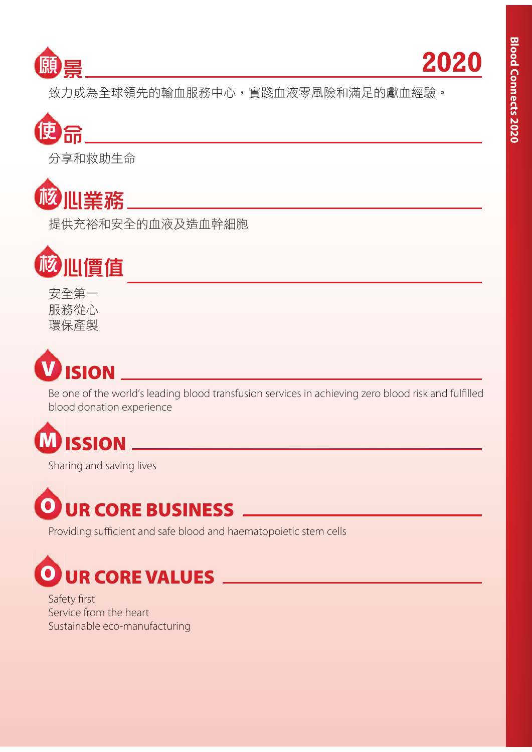## 願景 2020

致力成為全球領先的輸血服務中心，實踐血液零風險和滿足的獻血經驗。

## 使命

分享和救助生命

## 核心業務

提供充裕和安全的血液及造血幹細胞

## 核心價值

安全第一
服務從心
環保產製

## VISION

Be one of the world's leading blood transfusion services in achieving zero blood risk and fulfilled blood donation experience

## MISSION

Sharing and saving lives

## OUR CORE BUSINESS

Providing sufficient and safe blood and haematopoietic stem cells

## OUR CORE VALUES

Safety first
Service from the heart
Sustainable eco-manufacturing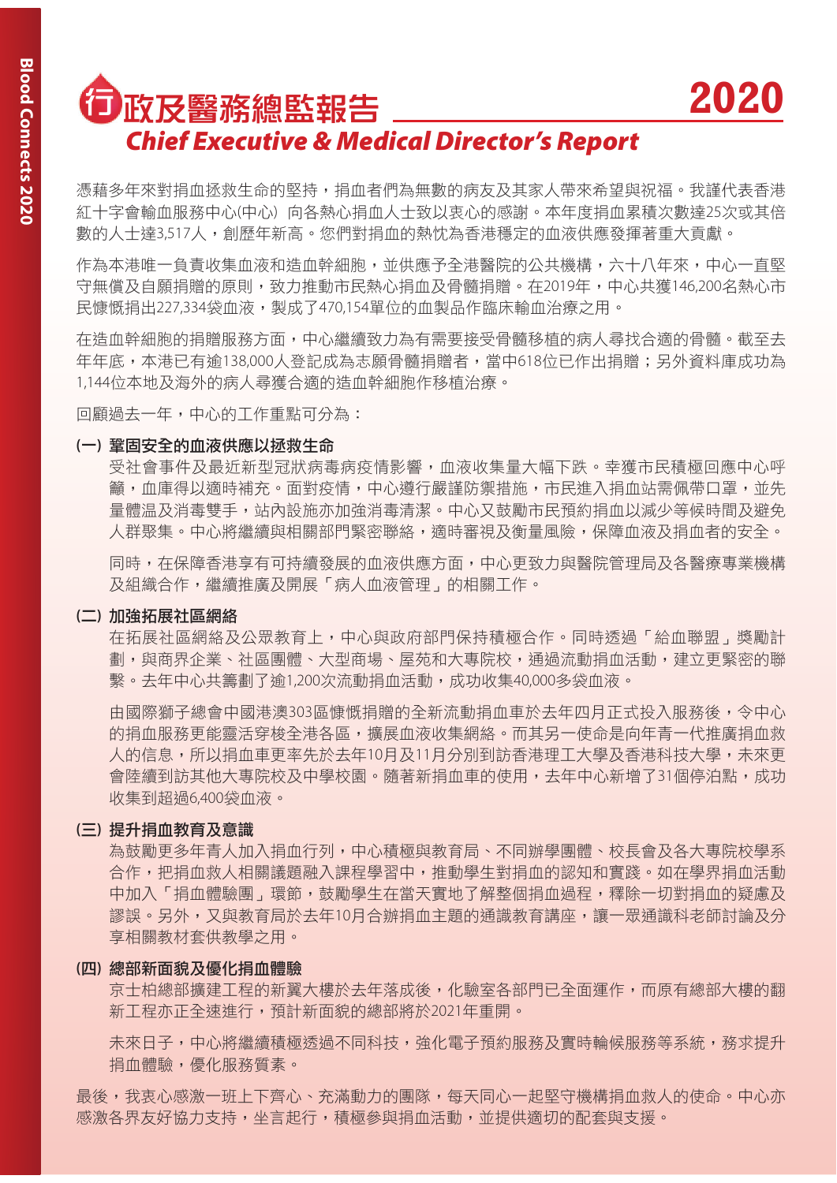# 行政及醫務總監報告 2020

## *Chief Executive & Medical Director's Report*

憑藉多年來對捐血拯救生命的堅持，捐血者們為無數的病友及其家人帶來希望與祝福。我謹代表香港紅十字會輸血服務中心(中心) 向各熱心捐血人士致以衷心的感謝。本年度捐血累積次數達25次或其倍數的人士達3,517人，創歷年新高。您們對捐血的熱忱為香港穩定的血液供應發揮著重大貢獻。

作為本港唯一負責收集血液和造血幹細胞，並供應予全港醫院的公共機構，六十八年來，中心一直堅守無償及自願捐贈的原則，致力推動市民熱心捐血及骨髓捐贈。在2019年，中心共獲146,200名熱心市民慷慨捐出227,334袋血液，製成了470,154單位的血製品作臨床輸血治療之用。

在造血幹細胞的捐贈服務方面，中心繼續致力為有需要接受骨髓移植的病人尋找合適的骨髓。截至去年年底，本港已有逾138,000人登記成為志願骨髓捐贈者，當中618位已作出捐贈；另外資料庫成功為1,144位本地及海外的病人尋獲合適的造血幹細胞作移植治療。

回顧過去一年，中心的工作重點可分為：

**(一) 鞏固安全的血液供應以拯救生命**

受社會事件及最近新型冠狀病毒病疫情影響，血液收集量大幅下跌。幸獲市民積極回應中心呼籲，血庫得以適時補充。面對疫情，中心遵行嚴謹防禦措施，市民進入捐血站需佩帶口罩，並先量體溫及消毒雙手，站內設施亦加強消毒清潔。中心又鼓勵市民預約捐血以減少等候時間及避免人群聚集。中心將繼續與相關部門緊密聯絡，適時審視及衡量風險，保障血液及捐血者的安全。

同時，在保障香港享有可持續發展的血液供應方面，中心更致力與醫院管理局及各醫療專業機構及組織合作，繼續推廣及開展「病人血液管理」的相關工作。

**(二) 加強拓展社區網絡**

在拓展社區網絡及公眾教育上，中心與政府部門保持積極合作。同時透過「給血聯盟」獎勵計劃，與商界企業、社區團體、大型商場、屋苑和大專院校，通過流動捐血活動，建立更緊密的聯繫。去年中心共籌劃了逾1,200次流動捐血活動，成功收集40,000多袋血液。

由國際獅子總會中國港澳303區慷慨捐贈的全新流動捐血車於去年四月正式投入服務後，令中心的捐血服務更能靈活穿梭全港各區，擴展血液收集網絡。而其另一使命是向年青一代推廣捐血救人的信息，所以捐血車更率先於去年10月及11月分別到訪香港理工大學及香港科技大學，未來更會陸續到訪其他大專院校及中學校園。隨著新捐血車的使用，去年中心新增了31個停泊點，成功收集到超過6,400袋血液。

**(三) 提升捐血教育及意識**

為鼓勵更多年青人加入捐血行列，中心積極與教育局、不同辦學團體、校長會及各大專院校學系合作，把捐血救人相關議題融入課程學習中，推動學生對捐血的認知和實踐。如在學界捐血活動中加入「捐血體驗團」環節，鼓勵學生在當天實地了解整個捐血過程，釋除一切對捐血的疑慮及謬誤。另外，又與教育局於去年10月合辦捐血主題的通識教育講座，讓一眾通識科老師討論及分享相關教材套供教學之用。

**(四) 總部新面貌及優化捐血體驗**

京士柏總部擴建工程的新翼大樓於去年落成後，化驗室各部門已全面運作，而原有總部大樓的翻新工程亦正全速進行，預計新面貌的總部將於2021年重開。

未來日子，中心將繼續積極透過不同科技，強化電子預約服務及實時輪候服務等系統，務求提升捐血體驗，優化服務質素。

最後，我衷心感激一班上下齊心、充滿動力的團隊，每天同心一起堅守機構捐血救人的使命。中心亦感激各界友好協力支持，坐言起行，積極參與捐血活動，並提供適切的配套與支援。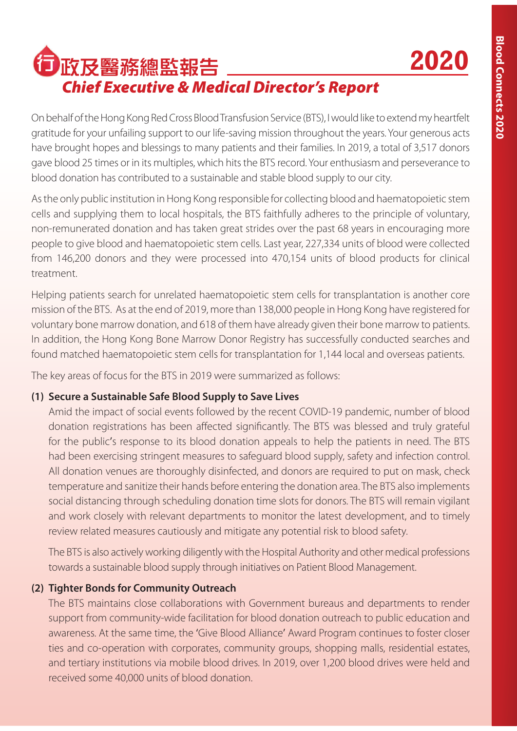# 行政及醫務總監報告 2020

## *Chief Executive & Medical Director's Report*

On behalf of the Hong Kong Red Cross Blood Transfusion Service (BTS), I would like to extend my heartfelt gratitude for your unfailing support to our life-saving mission throughout the years. Your generous acts have brought hopes and blessings to many patients and their families. In 2019, a total of 3,517 donors gave blood 25 times or in its multiples, which hits the BTS record. Your enthusiasm and perseverance to blood donation has contributed to a sustainable and stable blood supply to our city.

As the only public institution in Hong Kong responsible for collecting blood and haematopoietic stem cells and supplying them to local hospitals, the BTS faithfully adheres to the principle of voluntary, non-remunerated donation and has taken great strides over the past 68 years in encouraging more people to give blood and haematopoietic stem cells. Last year, 227,334 units of blood were collected from 146,200 donors and they were processed into 470,154 units of blood products for clinical treatment.

Helping patients search for unrelated haematopoietic stem cells for transplantation is another core mission of the BTS. As at the end of 2019, more than 138,000 people in Hong Kong have registered for voluntary bone marrow donation, and 618 of them have already given their bone marrow to patients. In addition, the Hong Kong Bone Marrow Donor Registry has successfully conducted searches and found matched haematopoietic stem cells for transplantation for 1,144 local and overseas patients.

The key areas of focus for the BTS in 2019 were summarized as follows:

**(1) Secure a Sustainable Safe Blood Supply to Save Lives**

Amid the impact of social events followed by the recent COVID-19 pandemic, number of blood donation registrations has been affected significantly. The BTS was blessed and truly grateful for the public's response to its blood donation appeals to help the patients in need. The BTS had been exercising stringent measures to safeguard blood supply, safety and infection control. All donation venues are thoroughly disinfected, and donors are required to put on mask, check temperature and sanitize their hands before entering the donation area. The BTS also implements social distancing through scheduling donation time slots for donors. The BTS will remain vigilant and work closely with relevant departments to monitor the latest development, and to timely review related measures cautiously and mitigate any potential risk to blood safety.

The BTS is also actively working diligently with the Hospital Authority and other medical professions towards a sustainable blood supply through initiatives on Patient Blood Management.

**(2) Tighter Bonds for Community Outreach**

The BTS maintains close collaborations with Government bureaus and departments to render support from community-wide facilitation for blood donation outreach to public education and awareness. At the same time, the 'Give Blood Alliance' Award Program continues to foster closer ties and co-operation with corporates, community groups, shopping malls, residential estates, and tertiary institutions via mobile blood drives. In 2019, over 1,200 blood drives were held and received some 40,000 units of blood donation.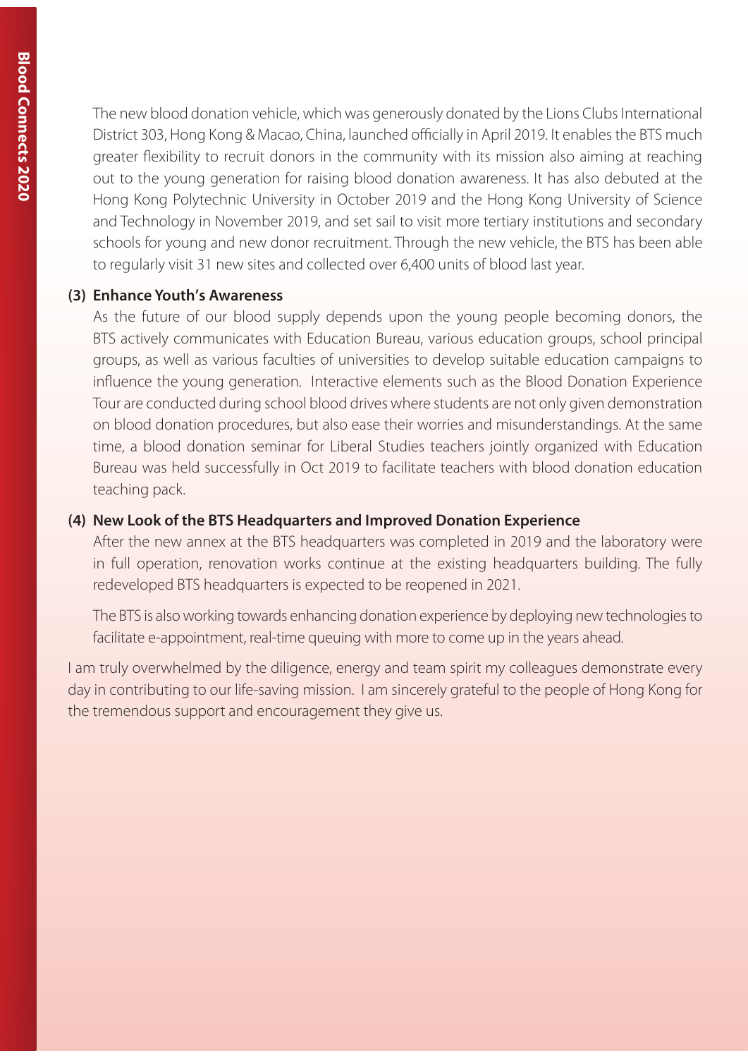The new blood donation vehicle, which was generously donated by the Lions Clubs International District 303, Hong Kong & Macao, China, launched officially in April 2019. It enables the BTS much greater flexibility to recruit donors in the community with its mission also aiming at reaching out to the young generation for raising blood donation awareness. It has also debuted at the Hong Kong Polytechnic University in October 2019 and the Hong Kong University of Science and Technology in November 2019, and set sail to visit more tertiary institutions and secondary schools for young and new donor recruitment. Through the new vehicle, the BTS has been able to regularly visit 31 new sites and collected over 6,400 units of blood last year.

**(3) Enhance Youth's Awareness**

As the future of our blood supply depends upon the young people becoming donors, the BTS actively communicates with Education Bureau, various education groups, school principal groups, as well as various faculties of universities to develop suitable education campaigns to influence the young generation. Interactive elements such as the Blood Donation Experience Tour are conducted during school blood drives where students are not only given demonstration on blood donation procedures, but also ease their worries and misunderstandings. At the same time, a blood donation seminar for Liberal Studies teachers jointly organized with Education Bureau was held successfully in Oct 2019 to facilitate teachers with blood donation education teaching pack.

**(4) New Look of the BTS Headquarters and Improved Donation Experience**

After the new annex at the BTS headquarters was completed in 2019 and the laboratory were in full operation, renovation works continue at the existing headquarters building. The fully redeveloped BTS headquarters is expected to be reopened in 2021.

The BTS is also working towards enhancing donation experience by deploying new technologies to facilitate e-appointment, real-time queuing with more to come up in the years ahead.

I am truly overwhelmed by the diligence, energy and team spirit my colleagues demonstrate every day in contributing to our life-saving mission. I am sincerely grateful to the people of Hong Kong for the tremendous support and encouragement they give us.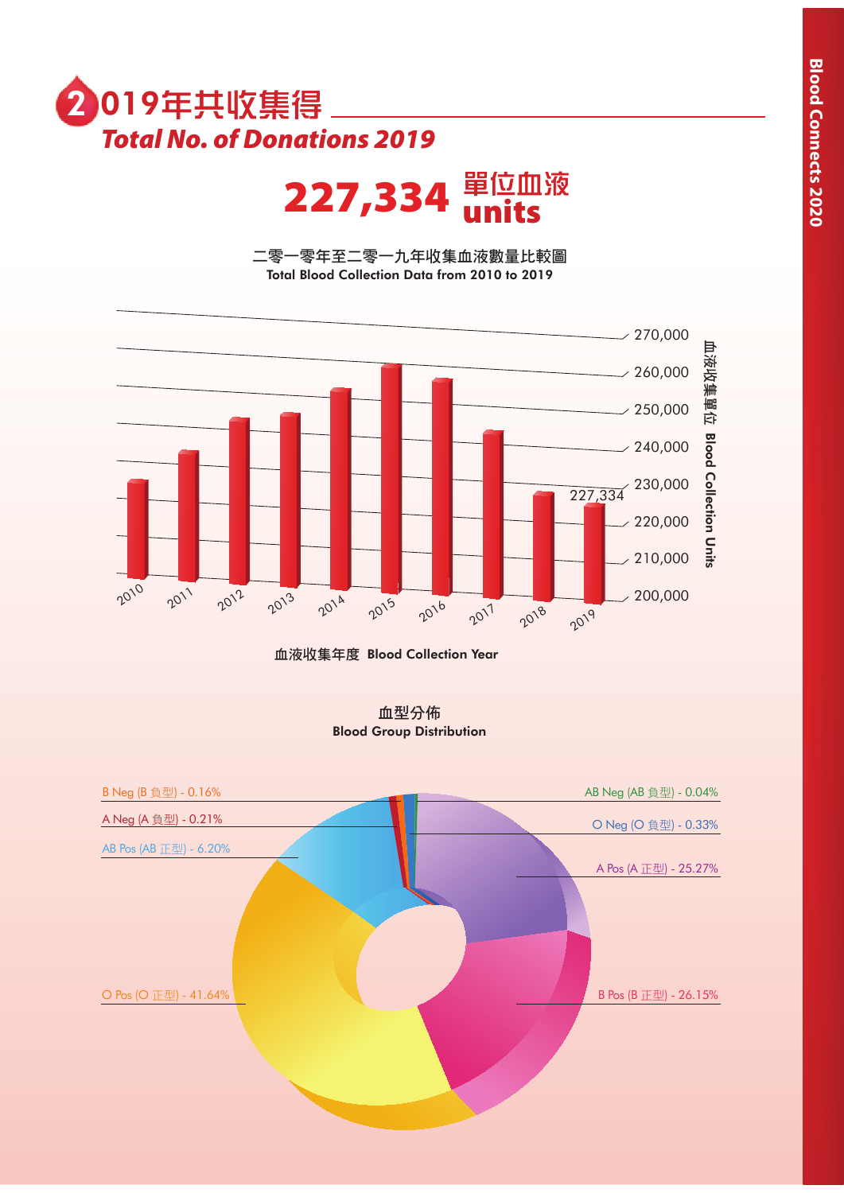# 2 019年共收集得
## *Total No. of Donations 2019*

**227,334 單位血液 units**

**二零一零年至二零一九年收集血液數量比較圖**
**Total Blood Collection Data from 2010 to 2019**

血液收集單位 Blood Collection Units: 200,000 – 270,000

2010, 2011, 2012, 2013, 2014, 2015, 2016, 2017, 2018, 2019 (227,334)

血液收集年度 Blood Collection Year

**血型分佈**
**Blood Group Distribution**

- B Neg (B 負型) - 0.16%
- A Neg (A 負型) - 0.21%
- AB Pos (AB 正型) - 6.20%
- O Pos (O 正型) - 41.64%
- AB Neg (AB 負型) - 0.04%
- O Neg (O 負型) - 0.33%
- A Pos (A 正型) - 25.27%
- B Pos (B 正型) - 26.15%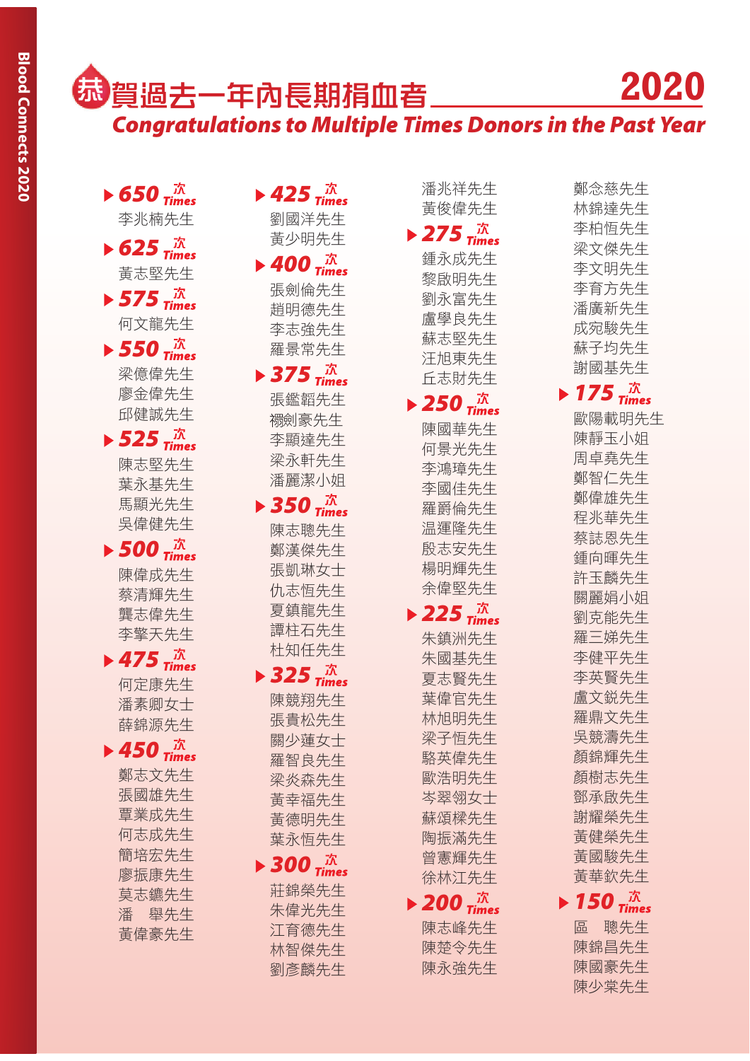# 恭賀過去一年內長期捐血者 2020

## Congratulations to Multiple Times Donors in the Past Year

### 650 次 Times
李兆楠先生

### 625 次 Times
黃志堅先生

### 575 次 Times
何文龍先生

### 550 次 Times
梁億偉先生
廖金偉先生
邱健誠先生

### 525 次 Times
陳志堅先生
葉永基先生
馬顯光先生
吳偉健先生

### 500 次 Times
陳偉成先生
蔡清輝先生
龔志偉先生
李擎天先生

### 475 次 Times
何定康先生
潘素卿女士
薛錦源先生

### 450 次 Times
鄭志文先生
張國雄先生
覃業成先生
何志成先生
簡培宏先生
廖振康先生
莫志鑣先生
潘　舉先生
黃偉豪先生

### 425 次 Times
劉國洋先生
黃少明先生

### 400 次 Times
張劍倫先生
趙明德先生
李志強先生
羅景常先生

### 375 次 Times
張鑑韜先生
禤劍豪先生
李顯達先生
梁永軒先生
潘麗潔小姐

### 350 次 Times
陳志聰先生
鄭漢傑先生
張凱琳女士
仇志恒先生
夏鎮龍先生
譚柱石先生
杜知任先生

### 325 次 Times
陳競翔先生
張貴松先生
關少蓮女士
羅智良先生
梁炎森先生
黃幸福先生
黃德明先生
葉永恒先生

### 300 次 Times
莊錦榮先生
朱偉光先生
江育德先生
林智傑先生
劉彥麟先生
潘兆祥先生
黃俊偉先生

### 275 次 Times
鍾永成先生
黎啟明先生
劉永富先生
盧學良先生
蘇志堅先生
汪旭東先生
丘志財先生

### 250 次 Times
陳國華先生
何景光先生
李鴻璋先生
李國佳先生
羅爵倫先生
温運隆先生
殷志安先生
楊明輝先生
余偉堅先生

### 225 次 Times
朱鎮洲先生
朱國基先生
夏志賢先生
葉偉官先生
林旭明先生
梁子恒先生
駱英偉先生
歐浩明先生
岑翠翎女士
蘇頌樑先生
陶振滿先生
曾憲輝先生
徐林江先生

### 200 次 Times
陳志峰先生
陳楚令先生
陳永強先生
鄭念慈先生
林錦達先生
李柏恒先生
梁文傑先生
李文明先生
李育方先生
潘廣新先生
成宛駿先生
蘇子均先生
謝國基先生

### 175 次 Times
歐陽載明先生
陳靜玉小姐
周卓堯先生
鄭智仁先生
鄭偉雄先生
程兆華先生
蔡誌恩先生
鍾向暉先生
許玉麟先生
關麗娟小姐
劉克能先生
羅三娣先生
李健平先生
李英賢先生
盧文鋭先生
羅鼎文先生
吳競濤先生
顏錦輝先生
顏樹志先生
鄧承啟先生
謝耀榮先生
黃健榮先生
黃國駿先生
黃華欽先生

### 150 次 Times
區　聰先生
陳錦昌先生
陳國豪先生
陳少棠先生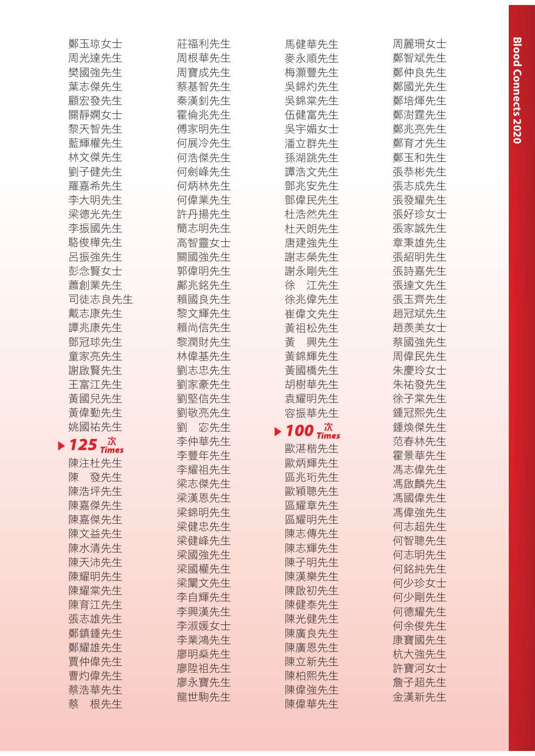鄭玉琼女士
周光達先生
樊國強先生
葉志傑先生
顧宏發先生
關靜嫻女士
黎天智先生
藍輝權先生
林文傑先生
劉子健先生
羅嘉希先生
李大明先生
梁德光先生
李振國先生
駱俊樺先生
呂振強先生
彭念賢女士
蕭創業先生
司徒志良先生
戴志康先生
譚兆康先生
鄧冠球先生
童家亮先生
謝啟賢先生
王富江先生
黃國兒先生
黃偉勤先生
姚國祐先生

## ▶ 125 次 Times

陳注杜先生
陳　發先生
陳浩坪先生
陳嘉傑先生
陳嘉傑先生
陳文益先生
陳水清先生
陳天沛先生
陳耀明先生
陳耀棠先生
陳育江先生
張志雄先生
鄭鎮鍾先生
鄭耀雄先生
賈仲偉先生
曹灼偉先生
蔡浩華先生
蔡　根先生
莊福利先生
周根華先生
周寶成先生
蔡基智先生
秦漢釗先生
霍倫兆先生
傅家明先生
何展冷先生
何浩傑先生
何劍峰先生
何炳林先生
何偉業先生
許丹揚先生
簡志明先生
高智靈女士
關國強先生
郭偉明先生
鄺兆銘先生
賴國良先生
黎文輝先生
賴尚信先生
黎潤財先生
林偉基先生
劉志忠先生
劉家豪先生
劉堅信先生
劉敬亮先生
劉　宓先生
李仲華先生
李豐年先生
李耀祖先生
梁志傑先生
梁漢恩先生
梁錦明先生
梁健忠先生
梁健峰先生
梁國強先生
梁國權先生
梁闡文先生
李自輝先生
李興漢先生
李淑媛女士
李業鴻先生
廖明燊先生
廖陞祖先生
廖永寶先生
龍世駒先生
馬健華先生
麥永順先生
梅灝豐先生
吳錦灼先生
吳錦棠先生
伍健富先生
吳宇媚女士
潘立群先生
孫湖跳先生
譚浩文先生
鄧兆安先生
鄧偉民先生
杜浩然先生
杜天朗先生
唐建強先生
謝志榮先生
謝永剛先生
徐　江先生
徐兆偉先生
崔偉文先生
黃祖松先生
黃　興先生
黃錦輝先生
黃國橋先生
胡樹華先生
袁耀明先生
容振華先生

## ▶ 100 次 Times

歐湛楷先生
歐炳輝先生
區兆珩先生
歐穎聰先生
區耀章先生
區耀明先生
陳志傳先生
陳志輝先生
陳子明先生
陳漢樂先生
陳啟初先生
陳健泰先生
陳光健先生
陳廣良先生
陳廣恩先生
陳立新先生
陳柏熙先生
陳偉強先生
陳偉華先生
周麗珊女士
鄭智斌先生
鄭仲良先生
鄭國光先生
鄭培煇先生
鄭澍霆先生
鄭兆亮先生
鄭育才先生
鄭玉和先生
張恭彬先生
張志成先生
張發耀先生
張好珍女士
張家誠先生
章秉雄先生
張紹明先生
張詩嘉先生
張達文先生
張玉齊先生
趙冠斌先生
趙羨美女士
蔡國強先生
周偉民先生
朱慶玲女士
朱祐發先生
徐子棠先生
鍾冠熙先生
鍾煥傑先生
范春林先生
霍景華先生
馮志偉先生
馮啟麟先生
馮國偉先生
馮偉強先生
何志超先生
何智聰先生
何志明先生
何銘紳先生
何少珍女士
何少剛先生
何德耀先生
何余俊先生
康寶國先生
杭大強先生
許寶河女士
詹子超先生
金漢新先生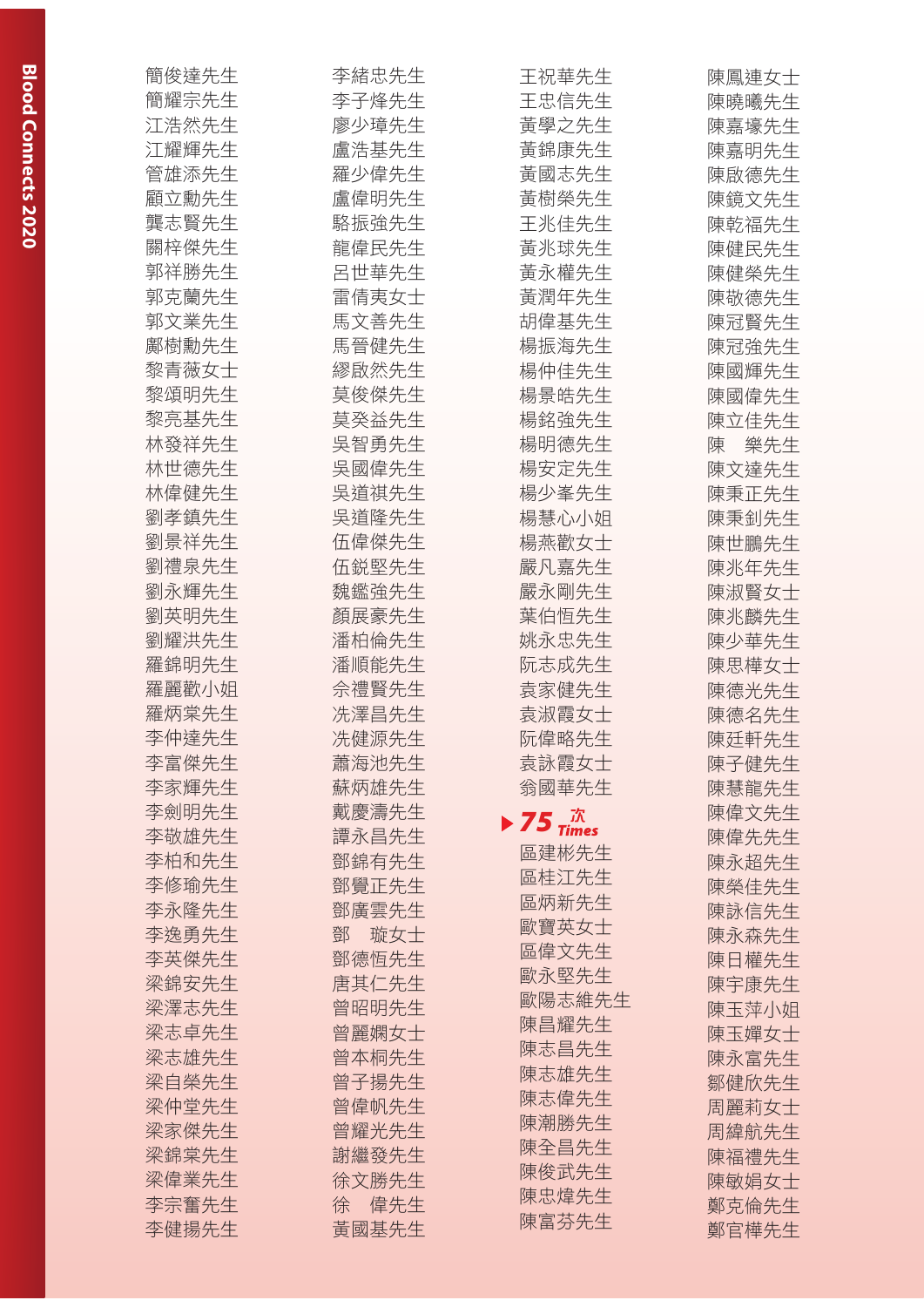簡俊達先生
簡耀宗先生
江浩然先生
江耀輝先生
管雄添先生
顧立勳先生
龔志賢先生
關梓傑先生
郭祥勝先生
郭克蘭先生
郭文業先生
鄺樹勳先生
黎青薇女士
黎頌明先生
黎亮基先生
林發祥先生
林世德先生
林偉健先生
劉孝鎮先生
劉景祥先生
劉禮泉先生
劉永輝先生
劉英明先生
劉耀洪先生
羅錦明先生
羅麗歡小姐
羅炳棠先生
李仲達先生
李富傑先生
李家輝先生
李劍明先生
李敬雄先生
李柏和先生
李修瑜先生
李永隆先生
李逸勇先生
李英傑先生
梁錦安先生
梁澤志先生
梁志卓先生
梁志雄先生
梁自榮先生
梁仲堂先生
梁家傑先生
梁錦棠先生
梁偉業先生
李宗奮先生
李健揚先生

李緒忠先生
李子烽先生
廖少璋先生
盧浩基先生
羅少偉先生
盧偉明先生
駱振強先生
龍偉民先生
呂世華先生
雷倩夷女士
馬文善先生
馬晉健先生
繆啟然先生
莫俊傑先生
莫癸益先生
吳智勇先生
吳國偉先生
吳道祺先生
吳道隆先生
伍偉傑先生
伍銳堅先生
魏鑑強先生
顏展豪先生
潘柏倫先生
潘順能先生
佘禮賢先生
冼澤昌先生
冼健源先生
蕭海池先生
蘇炳雄先生
戴慶濤先生
譚永昌先生
鄧錦有先生
鄧覺正先生
鄧廣雲先生
鄧　璇女士
鄧德恒先生
唐其仁先生
曾昭明先生
曾麗嫻女士
曾本桐先生
曾子揚先生
曾偉帆先生
曾耀光先生
謝繼發先生
徐文勝先生
徐　偉先生
黃國基先生

王祝華先生
王忠信先生
黃學之先生
黃錦康先生
黃國志先生
黃樹榮先生
王兆佳先生
黃兆球先生
黃永權先生
黃潤年先生
胡偉基先生
楊振海先生
楊仲佳先生
楊景皓先生
楊銘強先生
楊明德先生
楊安定先生
楊少峯先生
楊慧心小姐
楊燕歡女士
嚴凡嘉先生
嚴永剛先生
葉伯恒先生
姚永忠先生
阮志成先生
袁家健先生
袁淑霞女士
阮偉略先生
袁詠霞女士
翁國華先生

## ▶ 75 次 Times

區建彬先生
區桂江先生
區炳新先生
歐寶英女士
區偉文先生
歐永堅先生
歐陽志維先生
陳昌耀先生
陳志昌先生
陳志雄先生
陳志偉先生
陳潮勝先生
陳全昌先生
陳俊武先生
陳忠焯先生
陳富芬先生

陳鳳連女士
陳曉曦先生
陳嘉壕先生
陳嘉明先生
陳啟德先生
陳鏡文先生
陳乾福先生
陳健民先生
陳健榮先生
陳敬德先生
陳冠賢先生
陳冠強先生
陳國輝先生
陳國偉先生
陳立佳先生
陳　樂先生
陳文達先生
陳秉正先生
陳秉釗先生
陳世鵬先生
陳兆年先生
陳淑賢女士
陳兆麟先生
陳少華先生
陳思樺女士
陳德光先生
陳德名先生
陳廷軒先生
陳子健先生
陳慧龍先生
陳偉文先生
陳偉先先生
陳永超先生
陳榮佳先生
陳詠信先生
陳永森先生
陳日權先生
陳宇康先生
陳玉萍小姐
陳玉嬋女士
陳永富先生
鄒健欣先生
周麗莉女士
周緯航先生
陳福禮先生
陳敏娟女士
鄭克倫先生
鄭官樺先生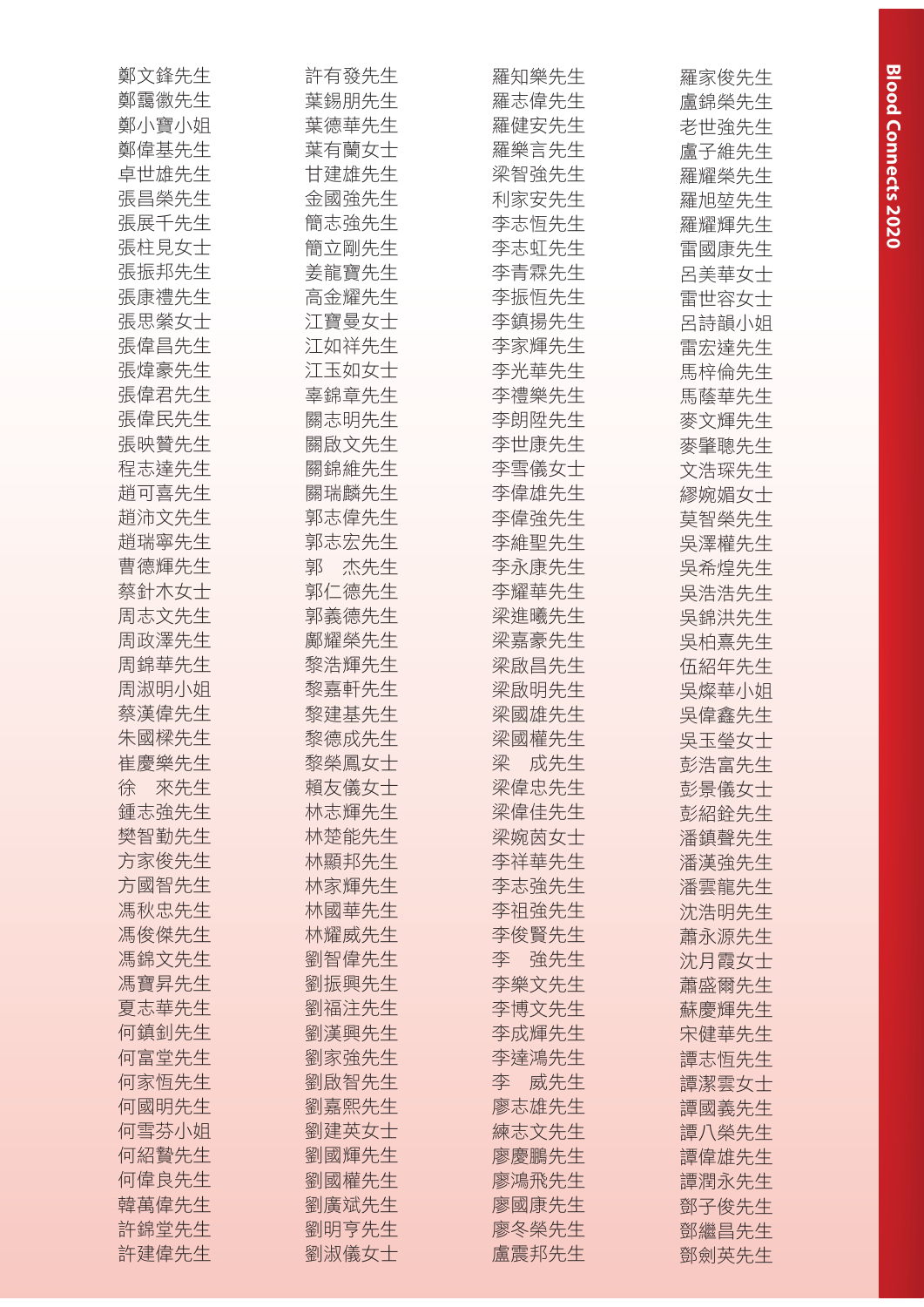鄭文鋒先生
鄭靄徽先生
鄭小寶小姐
鄭偉基先生
卓世雄先生
張昌榮先生
張展千先生
張柱見女士
張振邦先生
張康禮先生
張思榮女士
張偉昌先生
張煒豪先生
張偉君先生
張偉民先生
張映贊先生
程志達先生
趙可喜先生
趙沛文先生
趙瑞寧先生
曹德輝先生
蔡針木女士
周志文先生
周政澤先生
周錦華先生
周淑明小姐
蔡漢偉先生
朱國樑先生
崔慶樂先生
徐　來先生
鍾志強先生
樊智勤先生
方家俊先生
方國智先生
馮秋忠先生
馮俊傑先生
馮錦文先生
馮寶昇先生
夏志華先生
何鎮釗先生
何富堂先生
何家恒先生
何國明先生
何雪芬小姐
何紹贇先生
何偉良先生
韓萬偉先生
許錦堂先生
許建偉先生

許有發先生
葉錫朋先生
葉德華先生
葉有蘭女士
甘建雄先生
金國強先生
簡志強先生
簡立剛先生
姜龍寶先生
高金耀先生
江寶曼女士
江如祥先生
江玉如女士
辜錦章先生
關志明先生
關啟文先生
關錦維先生
關瑞麟先生
郭志偉先生
郭志宏先生
郭　杰先生
郭仁德先生
郭義德先生
鄺耀榮先生
黎浩輝先生
黎嘉軒先生
黎建基先生
黎德成先生
黎榮鳳女士
賴友儀女士
林志輝先生
林楚能先生
林顯邦先生
林家輝先生
林國華先生
林耀威先生
劉智偉先生
劉振興先生
劉福注先生
劉漢興先生
劉家強先生
劉啟智先生
劉嘉熙先生
劉建英女士
劉國輝先生
劉國權先生
劉廣斌先生
劉明亨先生
劉淑儀女士

羅知樂先生
羅志偉先生
羅健安先生
羅樂言先生
梁智強先生
利家安先生
李志恒先生
李志虹先生
李青霖先生
李振恒先生
李鎮揚先生
李家輝先生
李光華先生
李禮樂先生
李朗陞先生
李世康先生
李雪儀女士
李偉雄先生
李偉強先生
李維聖先生
李永康先生
李耀華先生
梁進曦先生
梁嘉豪先生
梁啟昌先生
梁啟明先生
梁國雄先生
梁國權先生
梁　成先生
梁偉忠先生
梁偉佳先生
梁婉茵女士
李祥華先生
李志強先生
李祖強先生
李俊賢先生
李　強先生
李樂文先生
李博文先生
李成輝先生
李達鴻先生
李　威先生
廖志雄先生
練志文先生
廖慶鵬先生
廖鴻飛先生
廖國康先生
廖冬榮先生
盧震邦先生

羅家俊先生
盧錦榮先生
老世強先生
盧子維先生
羅耀榮先生
羅旭堃先生
羅耀輝先生
雷國康先生
呂美華女士
雷世容女士
呂詩韻小姐
雷宏達先生
馬梓倫先生
馬蔭華先生
麥文輝先生
麥肇聰先生
文浩琛先生
繆婉媚女士
莫智榮先生
吳澤權先生
吳希煌先生
吳浩浩先生
吳錦洪先生
吳柏熹先生
伍紹年先生
吳燦華小姐
吳偉鑫先生
吳玉瑩女士
彭浩富先生
彭景儀女士
彭紹銓先生
潘鎮聲先生
潘漢強先生
潘雲龍先生
沈浩明先生
蕭永源先生
沈月霞女士
蕭盛爾先生
蘇慶輝先生
宋健華先生
譚志恒先生
譚潔雲女士
譚國義先生
譚八榮先生
譚偉雄先生
譚潤永先生
鄧子俊先生
鄧繼昌先生
鄧劍英先生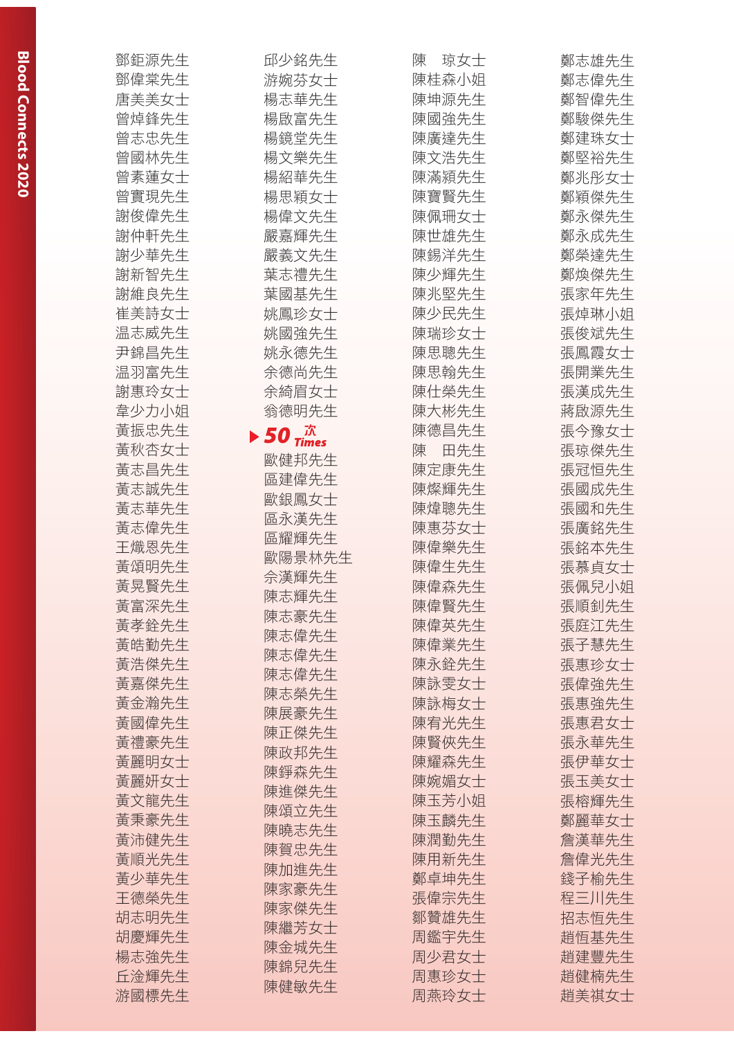鄧鉅源先生
鄧偉棠先生
唐美美女士
曾焯鋒先生
曾志忠先生
曾國林先生
曾素蓮女士
曾實現先生
謝俊偉先生
謝仲軒先生
謝少華先生
謝新智先生
謝維良先生
崔美詩女士
温志威先生
尹錦昌先生
温羽富先生
謝惠玲女士
韋少力小姐
黃振忠先生
黃秋杏女士
黃志昌先生
黃志誠先生
黃志華先生
黃志偉先生
王熾恩先生
黃頌明先生
黃晃賢先生
黃富深先生
黃孝銓先生
黃皓勤先生
黃浩傑先生
黃嘉傑先生
黃金瀚先生
黃國偉先生
黃禮豪先生
黃麗明女士
黃麗妍女士
黃文龍先生
黃秉豪先生
黃沛健先生
黃順光先生
黃少華先生
王德榮先生
胡志明先生
胡慶輝先生
楊志強先生
丘淦輝先生
游國標先生

邱少銘先生
游婉芬女士
楊志華先生
楊啟富先生
楊鏡堂先生
楊文樂先生
楊紹華先生
楊思穎女士
楊偉文先生
嚴嘉輝先生
嚴義文先生
葉志禮先生
葉國基先生
姚鳳珍女士
姚國強先生
姚永德先生
余德尚先生
余綺眉女士
翁德明先生

## ▶ 50 次 Times

歐健邦先生
區建偉先生
歐銀鳳女士
區永漢先生
區耀輝先生
歐陽景林先生
佘漢輝先生
陳志輝先生
陳志豪先生
陳志偉先生
陳志偉先生
陳志偉先生
陳志榮先生
陳展豪先生
陳正傑先生
陳政邦先生
陳錚森先生
陳進傑先生
陳頌立先生
陳曉志先生
陳賀忠先生
陳加進先生
陳家豪先生
陳家傑先生
陳繼芳女士
陳金城先生
陳錦兒先生
陳健敏先生

陳　琼女士
陳桂森小姐
陳坤源先生
陳國強先生
陳廣達先生
陳文浩先生
陳滿穎先生
陳寶賢先生
陳佩珊女士
陳世雄先生
陳錫洋先生
陳少輝先生
陳兆堅先生
陳少民先生
陳瑞珍女士
陳思聰先生
陳思翰先生
陳仕榮先生
陳大彬先生
陳德昌先生
陳　田先生
陳定康先生
陳燦輝先生
陳焯聰先生
陳惠芬女士
陳偉樂先生
陳偉生先生
陳偉森先生
陳偉賢先生
陳偉英先生
陳偉業先生
陳永銓先生
陳詠雯女士
陳詠梅女士
陳宥光先生
陳賢俠先生
陳耀森先生
陳婉媚女士
陳玉芳小姐
陳玉麟先生
陳潤勤先生
陳用新先生
鄭卓坤先生
張偉宗先生
鄒贊雄先生
周鑑宇先生
周少君女士
周惠珍女士
周燕玲女士

鄭志雄先生
鄭志偉先生
鄭智偉先生
鄭駿傑先生
鄭建珠女士
鄭堅裕先生
鄭兆彤女士
鄭穎傑先生
鄭永傑先生
鄭永成先生
鄭榮達先生
鄭煥傑先生
張家年先生
張焯琳小姐
張俊斌先生
張鳳霞女士
張開業先生
張漢成先生
蔣啟源先生
張今豫女士
張琼傑先生
張冠恒先生
張國成先生
張國和先生
張廣銘先生
張銘本先生
張慕貞女士
張佩兒小姐
張順釗先生
張庭江先生
張子慧先生
張惠珍女士
張偉強先生
張惠強先生
張惠君女士
張永華先生
張伊華女士
張玉美女士
張榕輝先生
鄭麗華女士
詹漢華先生
詹偉光先生
錢子榆先生
程三川先生
招志恒先生
趙恒基先生
趙建豐先生
趙健楠先生
趙美祺女士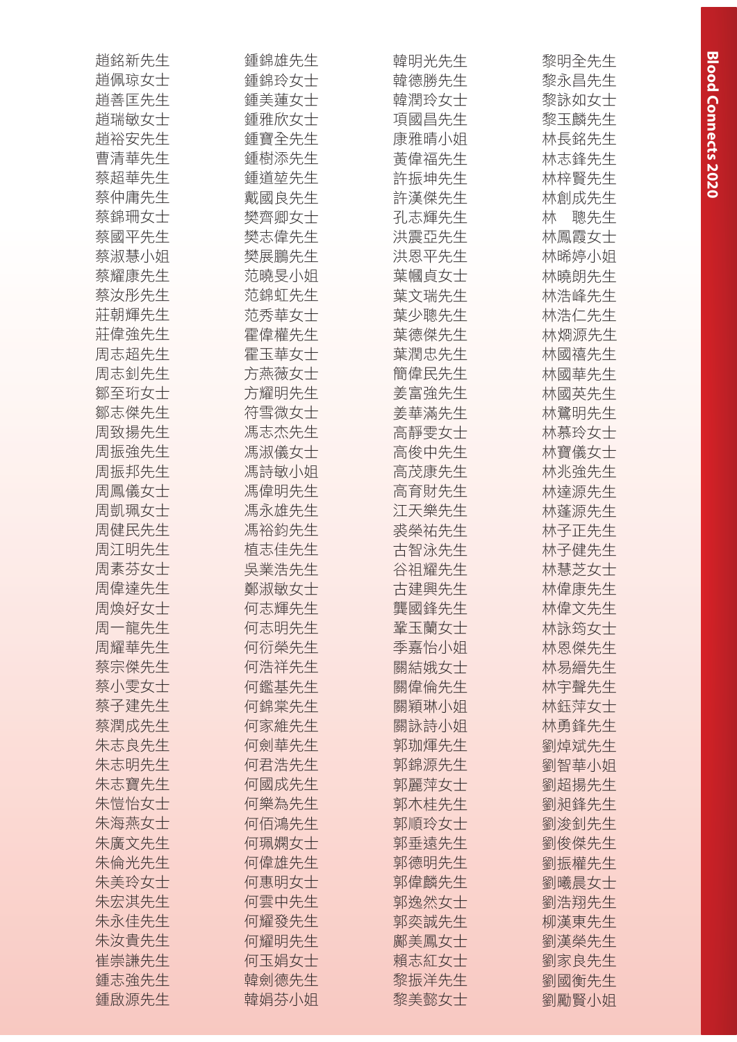趙銘新先生
趙佩琼女士
趙善匡先生
趙瑞敏女士
趙裕安先生
曹清華先生
蔡超華先生
蔡仲庸先生
蔡錦珊女士
蔡國平先生
蔡淑慧小姐
蔡耀康先生
蔡汝彤先生
莊朝輝先生
莊偉強先生
周志超先生
周志釗先生
鄒至珩女士
鄒志傑先生
周致揚先生
周振強先生
周振邦先生
周鳳儀女士
周凱珮女士
周健民先生
周江明先生
周素芬女士
周偉達先生
周煥好女士
周一龍先生
周耀華先生
蔡宗傑先生
蔡小雯女士
蔡子建先生
蔡潤成先生
朱志良先生
朱志明先生
朱志寶先生
朱愷怡女士
朱海燕女士
朱廣文先生
朱倫光先生
朱美玲女士
朱宏淇先生
朱永佳先生
朱汝貴先生
崔崇謙先生
鍾志強先生
鍾啟源先生

鍾錦雄先生
鍾錦玲女士
鍾美蓮女士
鍾雅欣女士
鍾寶全先生
鍾樹添先生
鍾道堃先生
戴國良先生
樊齊卿女士
樊志偉先生
樊展鵬先生
范曉旻小姐
范錦虹先生
范秀華女士
霍偉權先生
霍玉華女士
方燕薇女士
方耀明先生
符雪微女士
馮志杰先生
馮淑儀女士
馮詩敏小姐
馮偉明先生
馮永雄先生
馮裕鈞先生
植志佳先生
吳業浩先生
鄭淑敏女士
何志輝先生
何志明先生
何衍燊先生
何浩祥先生
何鑑基先生
何錦棠先生
何家維先生
何劍華先生
何君浩先生
何國成先生
何樂為先生
何佰鴻先生
何珮嫻女士
何偉雄先生
何惠明女士
何雲中先生
何耀發先生
何耀明先生
何玉娟女士
韓劍德先生
韓娟芬小姐

韓明光先生
韓德勝先生
韓潤玲女士
項國昌先生
康雅晴小姐
黃偉福先生
許振坤先生
許漢傑先生
孔志輝先生
洪震亞先生
洪恩平先生
葉幗貞女士
葉文瑞先生
葉少聰先生
葉德傑先生
葉潤忠先生
簡偉民先生
姜富強先生
姜華滿先生
高靜雯女士
高俊中先生
高茂康先生
高育財先生
江天樂先生
裘榮祐先生
古智泳先生
谷祖耀先生
古建興先生
龔國鋒先生
鞏玉蘭女士
季嘉怡小姐
關結娥女士
關偉倫先生
關穎琳小姐
關詠詩小姐
郭珈煇先生
郭錦源先生
郭麗萍女士
郭木桂先生
郭順玲女士
郭垂遠先生
郭德明先生
郭偉麟先生
郭逸然女士
郭奕誠先生
鄺美鳳女士
賴志紅女士
黎振洋先生
黎美懿女士

黎明全先生
黎永昌先生
黎詠如女士
黎玉麟先生
林長銘先生
林志鋒先生
林梓賢先生
林創成先生
林　聰先生
林鳳霞女士
林晞婷小姐
林曉朗先生
林浩峰先生
林浩仁先生
林烱源先生
林國禧先生
林國華先生
林國英先生
林鷺明先生
林慕玲女士
林寶儀女士
林兆強先生
林達源先生
林蓬源先生
林子正先生
林子健先生
林慧芝女士
林偉康先生
林偉文先生
林詠筠女士
林恩傑先生
林易縉先生
林宇聲先生
林鈺萍女士
林勇鋒先生
劉焯斌先生
劉智華小姐
劉超揚先生
劉昶鋒先生
劉浚釗先生
劉俊傑先生
劉振權先生
劉曦晨女士
劉浩翔先生
柳漢東先生
劉漢榮先生
劉家良先生
劉國衡先生
劉勵賢小姐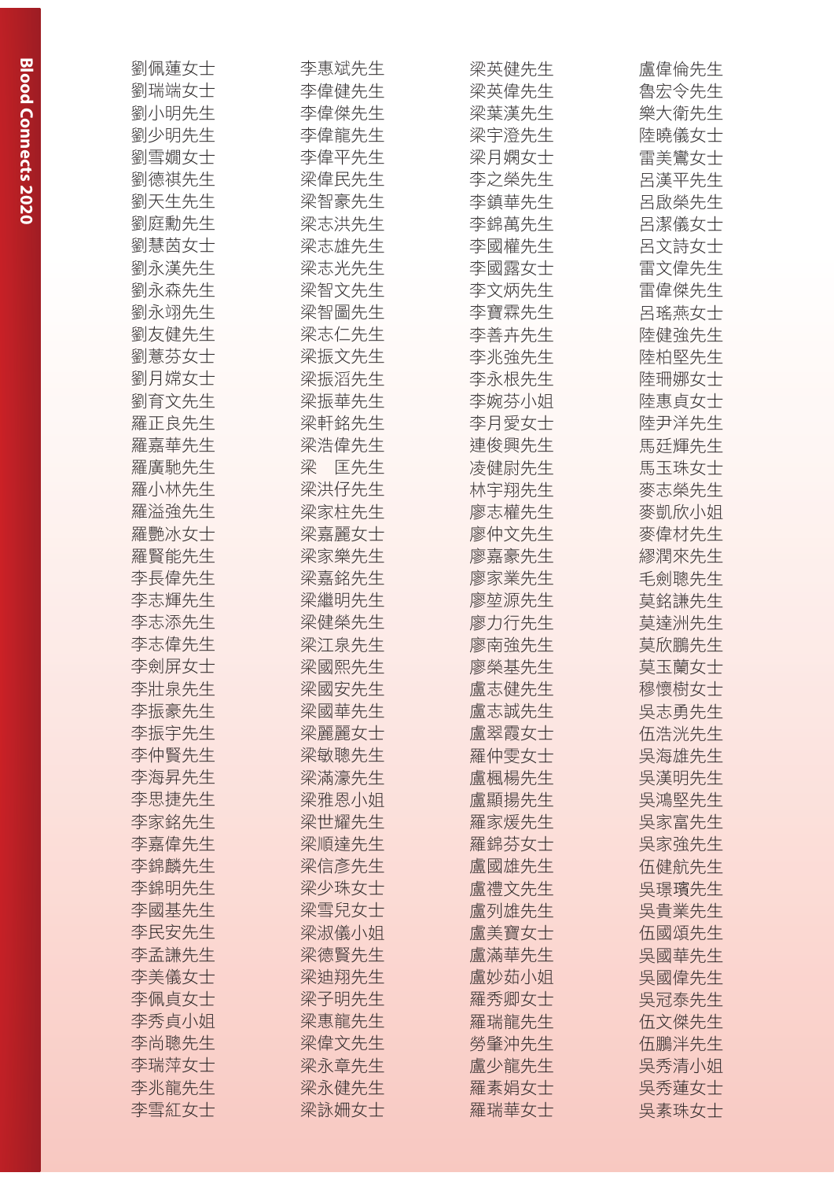劉佩蓮女士
劉瑞端女士
劉小明先生
劉少明先生
劉雪嫺女士
劉德祺先生
劉天生先生
劉庭勳先生
劉慧茵女士
劉永漢先生
劉永森先生
劉永翊先生
劉友健先生
劉薏芬女士
劉月媄女士
劉育文先生
羅正良先生
羅嘉華先生
羅廣馳先生
羅小林先生
羅溢強先生
羅艷冰女士
羅賢能先生
李長偉先生
李志輝先生
李志添先生
李志偉先生
李劍屏女士
李壯泉先生
李振豪先生
李振宇先生
李仲賢先生
李海昇先生
李思捷先生
李家銘先生
李嘉偉先生
李錦麟先生
李錦明先生
李國基先生
李民安先生
李孟謙先生
李美儀女士
李佩貞女士
李秀貞小姐
李尚聰先生
李瑞萍女士
李兆龍先生
李雪紅女士

李惠斌先生
李偉健先生
李偉傑先生
李偉龍先生
李偉平先生
梁偉民先生
梁智豪先生
梁志洪先生
梁志雄先生
梁志光先生
梁智文先生
梁智圖先生
梁志仁先生
梁振文先生
梁振滔先生
梁振華先生
梁軒銘先生
梁浩偉先生
梁　匡先生
梁洪仔先生
梁家柱先生
梁嘉麗女士
梁家樂先生
梁嘉銘先生
梁繼明先生
梁健榮先生
梁江泉先生
梁國熙先生
梁國安先生
梁國華先生
梁麗麗女士
梁敏聰先生
梁滿濠先生
梁雅恩小姐
梁世耀先生
梁順達先生
梁信彥先生
梁少珠女士
梁雪兒女士
梁淑儀小姐
梁德賢先生
梁迪翔先生
梁子明先生
梁惠龍先生
梁偉文先生
梁永章先生
梁永健先生
梁詠姍女士

梁英健先生
梁英偉先生
梁葉漢先生
梁宇澄先生
梁月嫻女士
李之榮先生
李鎮華先生
李錦萬先生
李國權先生
李國露女士
李文炳先生
李寶霖先生
李善卉先生
李兆強先生
李永根先生
李婉芬小姐
李月愛女士
連俊興先生
凌健尉先生
林宇翔先生
廖志權先生
廖仲文先生
廖嘉豪先生
廖家業先生
廖堃源先生
廖力行先生
廖南強先生
廖榮基先生
盧志健先生
盧志誠先生
盧翠霞女士
羅仲雯女士
盧楓楊先生
盧顯揚先生
羅家煖先生
羅錦芬女士
盧國雄先生
盧禮文先生
盧列雄先生
盧美寶女士
盧滿華先生
盧妙茹小姐
羅秀卿女士
羅瑞龍先生
勞肇沖先生
盧少龍先生
羅素娟女士
羅瑞華女士

盧偉倫先生
魯宏令先生
樂大衛先生
陸曉儀女士
雷美鸞女士
呂漢平先生
呂啟榮先生
呂潔儀女士
呂文詩女士
雷文偉先生
雷偉傑先生
呂瑤燕女士
陸健強先生
陸柏堅先生
陸珊娜女士
陸惠貞女士
陸尹洋先生
馬廷輝先生
馬玉珠女士
麥志榮先生
麥凱欣小姐
麥偉材先生
繆潤來先生
毛劍聰先生
莫銘謙先生
莫達洲先生
莫欣鵬先生
莫玉蘭女士
穆懷樹女士
吳志勇先生
伍浩洸先生
吳海雄先生
吳漢明先生
吳鴻堅先生
吳家富先生
吳家強先生
伍健航先生
吳璟瓊先生
吳貴業先生
伍國頌先生
吳國華先生
吳國偉先生
吳冠泰先生
伍文傑先生
伍鵬泮先生
吳秀清小姐
吳秀蓮女士
吳素珠女士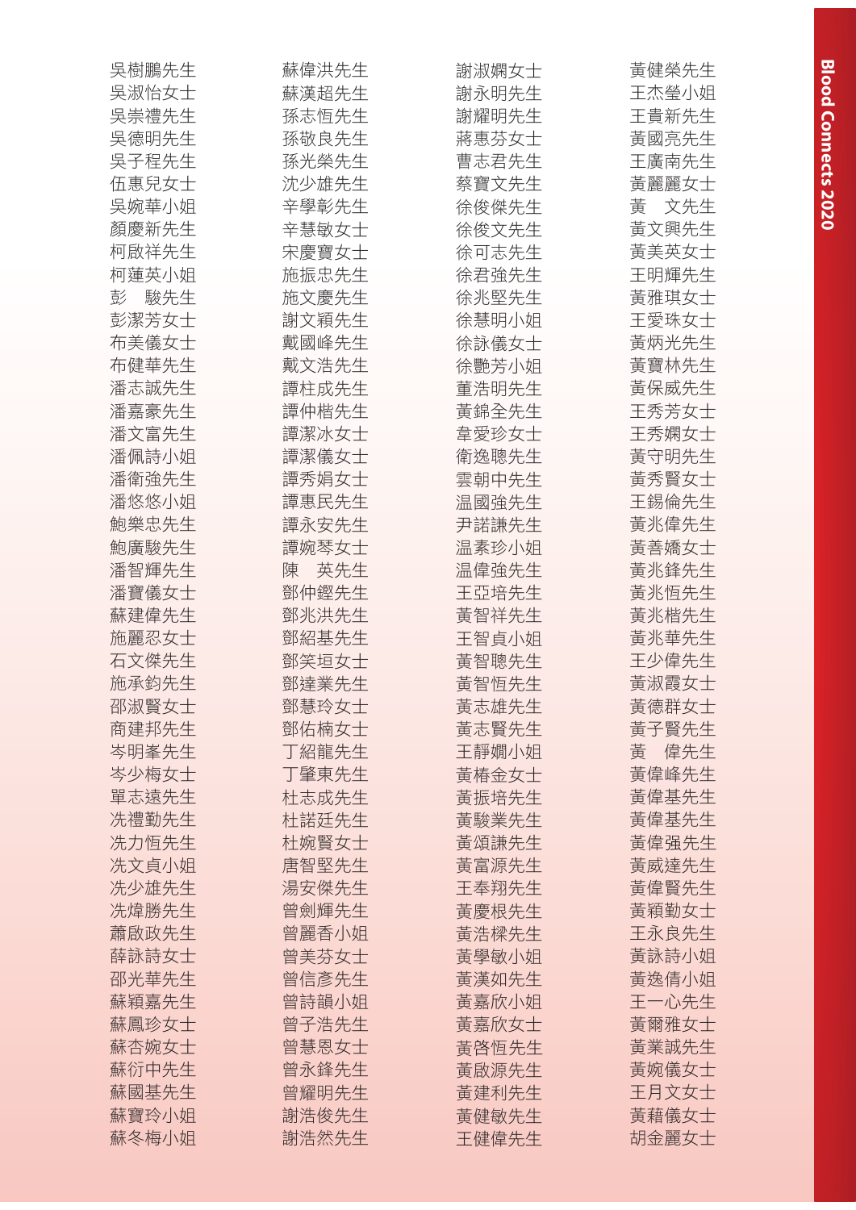吳樹鵬先生
吳淑怡女士
吳崇禮先生
吳德明先生
吳子程先生
伍惠兒女士
吳婉華小姐
顏慶新先生
柯啟祥先生
柯蓮英小姐
彭　駿先生
彭潔芳女士
布美儀女士
布健華先生
潘志誠先生
潘嘉豪先生
潘文富先生
潘佩詩小姐
潘衛強先生
潘悠悠小姐
鮑樂忠先生
鮑廣駿先生
潘智輝先生
潘寶儀女士
蘇建偉先生
施麗忍女士
石文傑先生
施承鈞先生
邵淑賢女士
商建邦先生
岑明峯先生
岑少梅女士
單志遠先生
冼禮勤先生
冼力恆先生
冼文貞小姐
冼少雄先生
冼煒勝先生
蕭啟政先生
薛詠詩女士
邵光華先生
蘇穎嘉先生
蘇鳳珍女士
蘇杏婉女士
蘇衍中先生
蘇國基先生
蘇寶玲小姐
蘇冬梅小姐

蘇偉洪先生
蘇漢超先生
孫志恒先生
孫敬良先生
孫光榮先生
沈少雄先生
辛學彰先生
辛慧敏女士
宋慶寶女士
施振忠先生
施文慶先生
謝文穎先生
戴國峰先生
戴文浩先生
譚柱成先生
譚仲楷先生
譚潔冰女士
譚潔儀女士
譚秀娟女士
譚惠民先生
譚永安先生
譚婉琴女士
陳　英先生
鄧仲鏗先生
鄧兆洪先生
鄧紹基先生
鄧笑垣女士
鄧達業先生
鄧慧玲女士
鄧佑楠女士
丁紹龍先生
丁肇東先生
杜志成先生
杜諾廷先生
杜婉賢女士
唐智堅先生
湯安傑先生
曾劍輝先生
曾麗香小姐
曾美芬女士
曾信彥先生
曾詩韻小姐
曾子浩先生
曾慧恩女士
曾永鋒先生
曾耀明先生
謝浩俊先生
謝浩然先生

謝淑嫻女士
謝永明先生
謝耀明先生
蔣惠芬女士
曹志君先生
蔡寶文先生
徐俊傑先生
徐俊文先生
徐可志先生
徐君強先生
徐兆堅先生
徐慧明小姐
徐詠儀女士
徐艷芳小姐
董浩明先生
黃錦全先生
韋愛珍女士
衛逸聰先生
雲朝中先生
温國強先生
尹諾謙先生
温素珍小姐
温偉強先生
王亞培先生
黃智祥先生
王智貞小姐
黃智聰先生
黃智恒先生
黃志雄先生
黃志賢先生
王靜嫺小姐
黃椿金女士
黃振培先生
黃駿業先生
黃頌謙先生
黃富源先生
王奉翔先生
黃慶根先生
黃浩樑先生
黃學敏小姐
黃漢如先生
黃嘉欣小姐
黃嘉欣女士
黃啓恒先生
黃啟源先生
黃建利先生
黃健敏先生
王健偉先生

黃健榮先生
王杰瑩小姐
王貴新先生
黃國亮先生
王廣南先生
黃麗麗女士
黃　文先生
黃文興先生
黃美英女士
王明輝先生
黃雅琪女士
王愛珠女士
黃炳光先生
黃寶林先生
黃保威先生
王秀芳女士
王秀嫻女士
黃守明先生
黃秀賢女士
王錫倫先生
黃兆偉先生
黃善嬌女士
黃兆鋒先生
黃兆恒先生
黃兆楷先生
黃兆華先生
王少偉先生
黃淑霞女士
黃德群女士
黃子賢先生
黃　偉先生
黃偉峰先生
黃偉基先生
黃偉基先生
黃偉强先生
黃威達先生
黃偉賢先生
黃穎勤女士
王永良先生
黃詠詩小姐
黃逸倩小姐
王一心先生
黃爾雅女士
黃業誠先生
黃婉儀女士
王月文女士
黃藉儀女士
胡金麗女士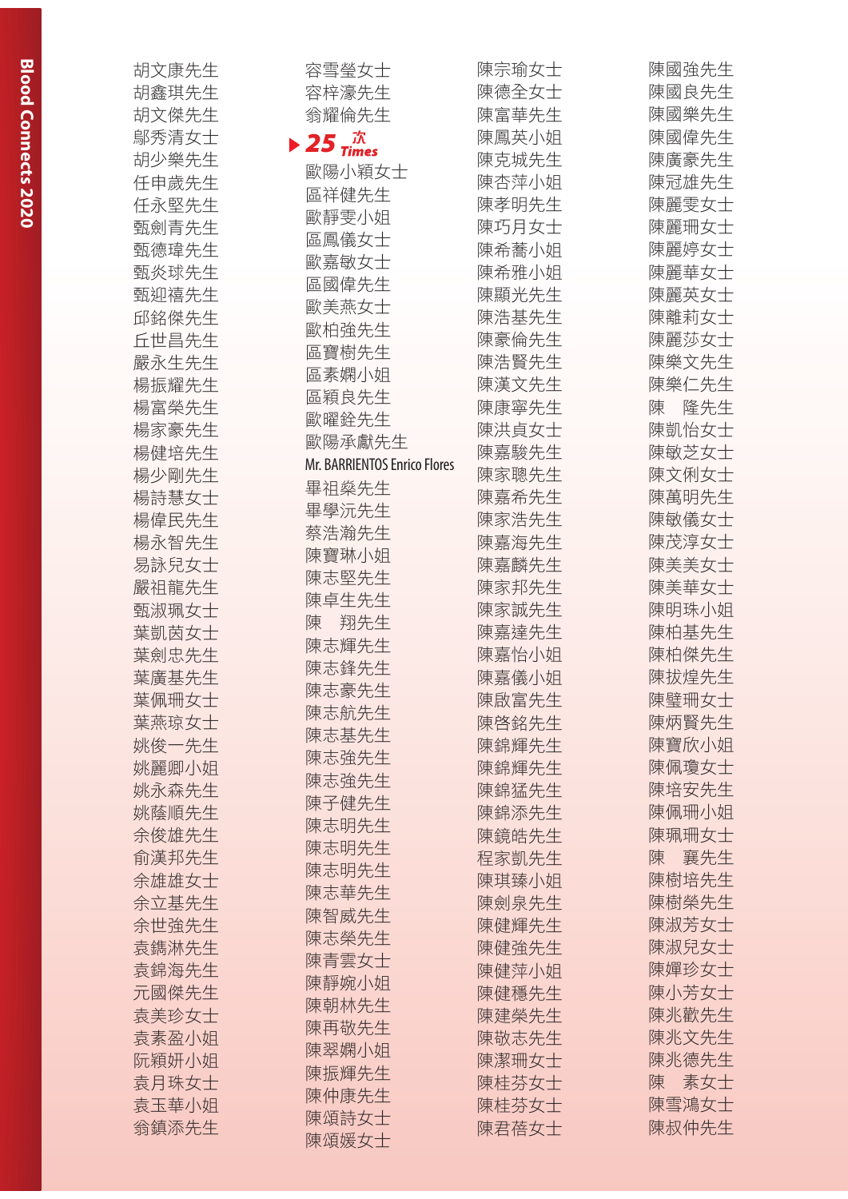胡文康先生
胡鑫琪先生
胡文傑先生
鄔秀清女士
胡少樂先生
任申歲先生
任永堅先生
甄劍青先生
甄德瑋先生
甄炎球先生
甄迎禧先生
邱銘傑先生
丘世昌先生
嚴永生先生
楊振耀先生
楊富榮先生
楊家豪先生
楊健培先生
楊少剛先生
楊詩慧女士
楊偉民先生
楊永智先生
易詠兒女士
嚴祖龍先生
甄淑珮女士
葉凱茵女士
葉劍忠先生
葉廣基先生
葉佩珊女士
葉燕琼女士
姚俊一先生
姚麗卿小姐
姚永森先生
姚蔭順先生
余俊雄先生
俞漢邦先生
余雄雄女士
余立基先生
余世強先生
袁鐫淋先生
袁錦海先生
元國傑先生
袁美珍女士
袁素盈小姐
阮穎妍小姐
袁月珠女士
袁玉華小姐
翁鎮添先生

容雪瑩女士
容梓濠先生
翁耀倫先生

## 25 次 Times

歐陽小穎女士
區祥健先生
歐靜雯小姐
區鳳儀女士
歐嘉敏女士
區國偉先生
歐美燕女士
歐柏強先生
區寶樹先生
區素嫻小姐
區穎良先生
歐曜銓先生
歐陽承勳先生
Mr. BARRIENTOS Enrico Flores
畢祖燊先生
畢學沅先生
蔡浩瀚先生
陳寶琳小姐
陳志堅先生
陳卓生先生
陳　翔先生
陳志輝先生
陳志鋒先生
陳志豪先生
陳志航先生
陳志基先生
陳志強先生
陳志強先生
陳子健先生
陳志明先生
陳志明先生
陳志明先生
陳志華先生
陳智威先生
陳志榮先生
陳青雲女士
陳靜婉小姐
陳朝林先生
陳再敬先生
陳翠嫻小姐
陳振輝先生
陳仲康先生
陳頌詩女士
陳頌媛女士

陳宗瑜女士
陳德全女士
陳富華先生
陳鳳英小姐
陳克城先生
陳杏萍小姐
陳孝明先生
陳巧月女士
陳希蕎小姐
陳希雅小姐
陳顯光先生
陳浩基先生
陳豪倫先生
陳浩賢先生
陳漢文先生
陳康寧先生
陳洪貞女士
陳嘉駿先生
陳家聰先生
陳嘉希先生
陳家浩先生
陳嘉海先生
陳嘉麟先生
陳家邦先生
陳家誠先生
陳嘉達先生
陳嘉怡小姐
陳嘉儀小姐
陳啟富先生
陳啓銘先生
陳錦輝先生
陳錦輝先生
陳錦猛先生
陳錦添先生
陳鏡皓先生
程家凱先生
陳琪臻小姐
陳劍泉先生
陳健輝先生
陳健強先生
陳健萍小姐
陳健穩先生
陳建榮先生
陳敬志先生
陳潔珊女士
陳桂芬女士
陳桂芬女士
陳君蓓女士

陳國強先生
陳國良先生
陳國樂先生
陳國偉先生
陳廣豪先生
陳冠雄先生
陳麗雯女士
陳麗珊女士
陳麗婷女士
陳麗華女士
陳麗英女士
陳離莉女士
陳麗莎女士
陳樂文先生
陳樂仁先生
陳　隆先生
陳凱怡女士
陳敏芝女士
陳文俐女士
陳萬明先生
陳敏儀女士
陳茂淳女士
陳美美女士
陳美華女士
陳明珠小姐
陳柏基先生
陳柏傑先生
陳拔煌先生
陳璧珊女士
陳炳賢先生
陳寶欣小姐
陳佩瓊女士
陳培安先生
陳佩珊小姐
陳珮珊女士
陳　襄先生
陳樹培先生
陳樹榮先生
陳淑芳女士
陳淑兒女士
陳嬋珍女士
陳小芳女士
陳兆歡先生
陳兆文先生
陳兆德先生
陳　素女士
陳雪鴻女士
陳叔仲先生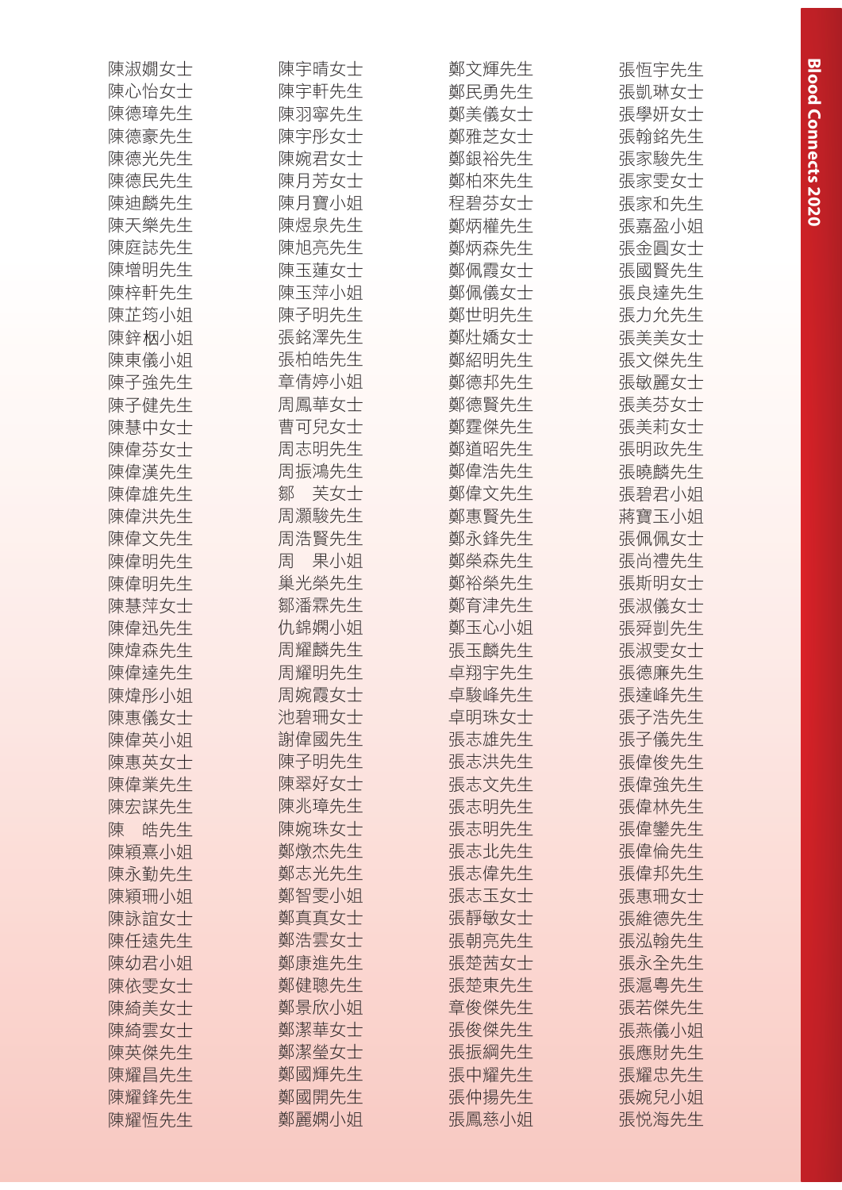陳淑嫺女士
陳心怡女士
陳德璋先生
陳德豪先生
陳德光先生
陳德民先生
陳迪麟先生
陳天樂先生
陳庭誌先生
陳增明先生
陳梓軒先生
陳芷筠小姐
陳鋅椒小姐
陳東儀小姐
陳子強先生
陳子健先生
陳慧中女士
陳偉芬女士
陳偉漢先生
陳偉雄先生
陳偉洪先生
陳偉文先生
陳偉明先生
陳偉明先生
陳慧萍女士
陳偉迅先生
陳煒森先生
陳偉達先生
陳煒彤小姐
陳惠儀女士
陳偉英小姐
陳惠英女士
陳偉業先生
陳宏謀先生
陳　皓先生
陳穎熹小姐
陳永勤先生
陳穎珊小姐
陳詠誼女士
陳任遠先生
陳幼君小姐
陳依雯女士
陳綺美女士
陳綺雲女士
陳英傑先生
陳耀昌先生
陳耀鋒先生
陳耀恒先生

陳宇晴女士
陳宇軒先生
陳羽寧先生
陳宇彤女士
陳婉君女士
陳月芳女士
陳月寶小姐
陳煜泉先生
陳旭亮先生
陳玉蓮女士
陳玉萍小姐
陳子明先生
張銘澤先生
張柏皓先生
章倩婷小姐
周鳳華女士
曹可兒女士
周志明先生
周振鴻先生
鄒　芙女士
周灝駿先生
周浩賢先生
周　果小姐
巢光榮先生
鄒潘霖先生
仇錦嫻小姐
周耀麟先生
周耀明先生
周婉霞女士
池碧珊女士
謝偉國先生
陳子明先生
陳翠好女士
陳兆璋先生
陳婉珠女士
鄭燉杰先生
鄭志光先生
鄭智雯小姐
鄭真真女士
鄭浩雲女士
鄭康進先生
鄭健聰先生
鄭景欣小姐
鄭潔華女士
鄭潔瑩女士
鄭國輝先生
鄭國開先生
鄭麗嫻小姐

鄭文輝先生
鄭民勇先生
鄭美儀女士
鄭雅芝女士
鄭銀裕先生
鄭柏來先生
程碧芬女士
鄭炳權先生
鄭炳森先生
鄭佩霞女士
鄭佩儀女士
鄭世明先生
鄭灶嬌女士
鄭紹明先生
鄭德邦先生
鄭德賢先生
鄭霆傑先生
鄭道昭先生
鄭偉浩先生
鄭偉文先生
鄭惠賢先生
鄭永鋒先生
鄭榮森先生
鄭裕榮先生
鄭育津先生
鄭玉心小姐
張玉麟先生
卓翔宇先生
卓駿峰先生
卓明珠女士
張志雄先生
張志洪先生
張志文先生
張志明先生
張志明先生
張志北先生
張志偉先生
張志玉女士
張靜敏女士
張朝亮先生
張楚茵女士
張楚東先生
章俊傑先生
張俊傑先生
張振綱先生
張中耀先生
張仲揚先生
張鳳慈小姐

張恒宇先生
張凱琳女士
張學妍女士
張翰銘先生
張家駿先生
張家雯女士
張家和先生
張嘉盈小姐
張金圓女士
張國賢先生
張良達先生
張力允先生
張美美女士
張文傑先生
張敏麗女士
張美芬女士
張美莉女士
張明政先生
張曉麟先生
張碧君小姐
蔣寶玉小姐
張佩佩女士
張尚禮先生
張斯明女士
張淑儀女士
張舜剴先生
張淑雯女士
張德廉先生
張達峰先生
張子浩先生
張子儀先生
張偉俊先生
張偉強先生
張偉林先生
張偉鑾先生
張偉倫先生
張偉邦先生
張惠珊女士
張維德先生
張泓翰先生
張永全先生
張滬粵先生
張若傑先生
張燕儀小姐
張應財先生
張耀忠先生
張婉兒小姐
張悅海先生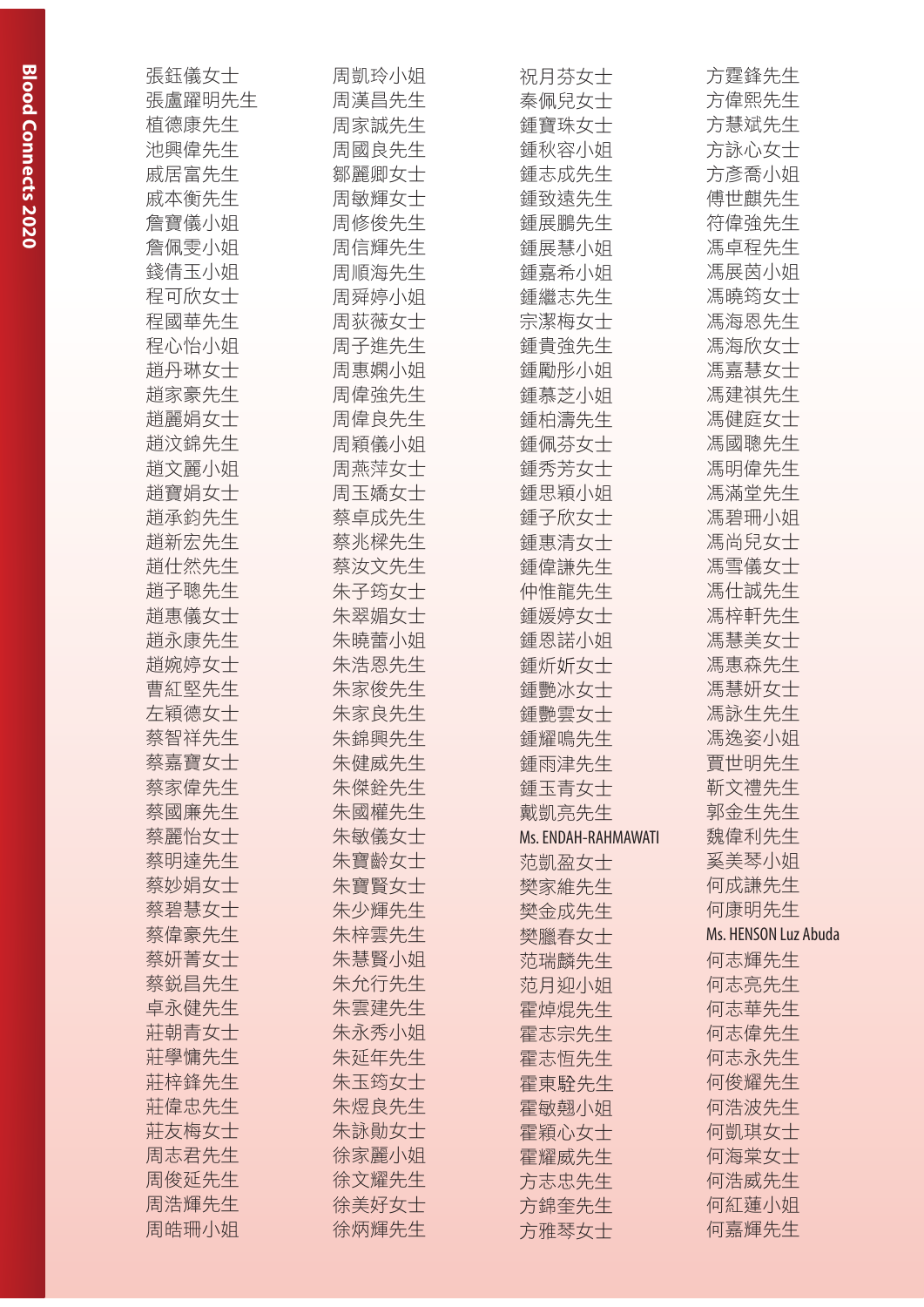張鈺儀女士
張盧躍明先生
植德康先生
池興偉先生
戚居富先生
戚本衡先生
詹寶儀小姐
詹佩雯小姐
錢倩玉小姐
程可欣女士
程國華先生
程心怡小姐
趙丹琳女士
趙家豪先生
趙麗娟女士
趙汶錦先生
趙文麗小姐
趙寶娟女士
趙承鈞先生
趙新宏先生
趙仕然先生
趙子聰先生
趙惠儀女士
趙永康先生
趙婉婷女士
曹紅堅先生
左穎德女士
蔡智祥先生
蔡嘉寶女士
蔡家偉先生
蔡國廉先生
蔡麗怡女士
蔡明達先生
蔡妙娟女士
蔡碧慧女士
蔡偉豪先生
蔡妍菁女士
蔡銳昌先生
卓永健先生
莊朝青女士
莊學慵先生
莊梓鋒先生
莊偉忠先生
莊友梅女士
周志君先生
周俊延先生
周浩輝先生
周皓珊小姐

周凱玲小姐
周漢昌先生
周家誠先生
周國良先生
鄒麗卿女士
周敏輝女士
周修俊先生
周信輝先生
周順海先生
周舜婷小姐
周荻薇女士
周子進先生
周惠嫻小姐
周偉強先生
周偉良先生
周穎儀小姐
周燕萍女士
周玉嬌女士
蔡卓成先生
蔡兆樑先生
蔡汝文先生
朱子筠女士
朱翠媚女士
朱曉蕾小姐
朱浩恩先生
朱家俊先生
朱家良先生
朱錦興先生
朱健威先生
朱傑銓先生
朱國權先生
朱敏儀女士
朱寶齡女士
朱寶賢女士
朱少輝先生
朱梓雲先生
朱慧賢小姐
朱允行先生
朱雲建先生
朱永秀小姐
朱延年先生
朱玉筠女士
朱煜良先生
朱詠勛女士
徐家麗小姐
徐文耀先生
徐美好女士
徐炳輝先生

祝月芬女士
秦佩兒女士
鍾寶珠女士
鍾秋容小姐
鍾志成先生
鍾致遠先生
鍾展鵬先生
鍾展慧小姐
鍾嘉希小姐
鍾繼志先生
宗潔梅女士
鍾貴強先生
鍾勵彤小姐
鍾慕芝小姐
鍾柏濤先生
鍾佩芬女士
鍾秀芳女士
鍾思穎小姐
鍾子欣女士
鍾惠清女士
鍾偉謙先生
仲惟龍先生
鍾媛婷女士
鍾恩諾小姐
鍾炘炘女士
鍾艷冰女士
鍾艷雲女士
鍾耀鳴先生
鍾雨津先生
鍾玉青女士
戴凱亮先生
Ms. ENDAH-RAHMAWATI
范凱盈女士
樊家維先生
樊金成先生
樊臘春女士
范瑞麟先生
范月迎小姐
霍焯焜先生
霍志宗先生
霍志恒先生
霍東駐先生
霍敏翹小姐
霍穎心女士
霍耀威先生
方志忠先生
方錦奎先生
方雅琴女士

方霆鋒先生
方偉熙先生
方慧斌先生
方詠心女士
方彥喬小姐
傅世麒先生
符偉強先生
馮卓程先生
馮展茵小姐
馮曉筠女士
馮海恩先生
馮海欣女士
馮嘉慧女士
馮建祺先生
馮健庭女士
馮國聰先生
馮明偉先生
馮滿堂先生
馮碧珊小姐
馮尚兒女士
馮雪儀女士
馮仕誠先生
馮梓軒先生
馮慧美女士
馮惠森先生
馮慧妍女士
馮詠生先生
馮逸姿小姐
賈世明先生
靳文禮先生
郭金生先生
魏偉利先生
奚美琴小姐
何成謙先生
何康明先生
Ms. HENSON Luz Abuda
何志輝先生
何志亮先生
何志華先生
何志偉先生
何志永先生
何俊耀先生
何浩波先生
何凱琪女士
何海棠女士
何浩威先生
何紅蓮小姐
何嘉輝先生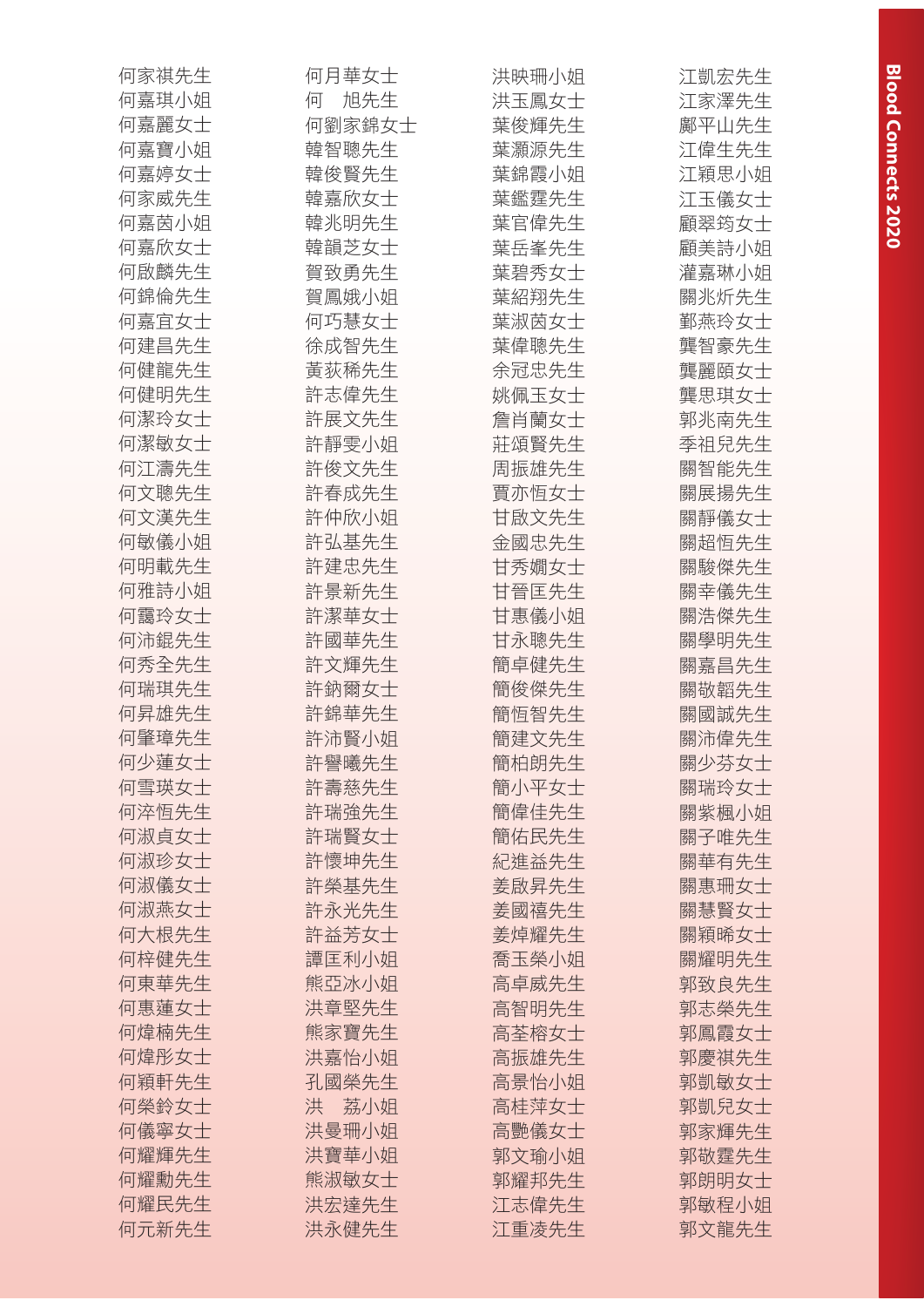何家祺先生
何嘉琪小姐
何嘉麗女士
何嘉寶小姐
何嘉婷女士
何家威先生
何嘉茵小姐
何嘉欣女士
何啟麟先生
何錦倫先生
何嘉宜女士
何建昌先生
何健龍先生
何健明先生
何潔玲女士
何潔敏女士
何江濤先生
何文聰先生
何文漢先生
何敏儀小姐
何明載先生
何雅詩小姐
何靄玲女士
何沛錕先生
何秀全先生
何瑞琪先生
何昇雄先生
何肇璋先生
何少蓮女士
何雪瑛女士
何淬恒先生
何淑貞女士
何淑珍女士
何淑儀女士
何淑燕女士
何大根先生
何梓健先生
何東華先生
何惠蓮女士
何煒楠先生
何煒彤女士
何穎軒先生
何榮鈴女士
何儀寧女士
何耀輝先生
何耀勳先生
何耀民先生
何元新先生

何月華女士
何　旭先生
何劉家錦女士
韓智聰先生
韓俊賢先生
韓嘉欣女士
韓兆明先生
韓韻芝女士
賀致勇先生
賀鳳娥小姐
何巧慧女士
徐成智先生
黃荻稀先生
許志偉先生
許展文先生
許靜雯小姐
許俊文先生
許春成先生
許仲欣小姐
許弘基先生
許建忠先生
許景新先生
許潔華女士
許國華先生
許文輝先生
許鈉爾女士
許錦華先生
許沛賢小姐
許譽曦先生
許壽慈先生
許瑞強先生
許瑞賢女士
許懷坤先生
許榮基先生
許永光先生
許益芳女士
譚匡利小姐
熊亞冰小姐
洪章堅先生
熊家寶先生
洪嘉怡小姐
孔國榮先生
洪　荔小姐
洪曼珊小姐
洪寶華小姐
熊淑敏女士
洪宏達先生
洪永健先生

洪映珊小姐
洪玉鳳女士
葉俊輝先生
葉灝源先生
葉錦霞小姐
葉鑑霆先生
葉官偉先生
葉岳峯先生
葉碧秀女士
葉紹翔先生
葉淑茵女士
葉偉聰先生
余冠忠先生
姚佩玉女士
詹肖蘭女士
莊頌賢先生
周振雄先生
賈亦恆女士
甘啟文先生
金國忠先生
甘秀嫻女士
甘晉匡先生
甘惠儀小姐
甘永聰先生
簡卓健先生
簡俊傑先生
簡恒智先生
簡建文先生
簡柏朗先生
簡小平女士
簡偉佳先生
簡佑民先生
紀進益先生
姜啟昇先生
姜國禧先生
姜焯耀先生
喬玉榮小姐
高卓威先生
高智明先生
高荃榕女士
高振雄先生
高景怡小姐
高桂萍女士
高艷儀女士
郭文瑜小姐
郭耀邦先生
江志偉先生
江重淩先生

江凱宏先生
江家澤先生
鄺平山先生
江偉生先生
江穎思小姐
江玉儀女士
顧翠筠女士
顧美詩小姐
灌嘉琳小姐
關兆炘先生
鄺燕玲女士
龔智豪先生
龔麗頤女士
龔思琪女士
郭兆南先生
季祖兒先生
關智能先生
關展揚先生
關靜儀女士
關超恒先生
關駿傑先生
關幸儀先生
關浩傑先生
關學明先生
關嘉昌先生
關敬韶先生
關國誠先生
關沛偉先生
關少芬女士
關瑞玲女士
關紫楓小姐
關子唯先生
關華有先生
關惠珊女士
關慧賢女士
關穎晞女士
關耀明先生
郭致良先生
郭志榮先生
郭鳳霞女士
郭慶祺先生
郭凱敏女士
郭凱兒女士
郭家輝先生
郭敬霆先生
郭朗明女士
郭敏程小姐
郭文龍先生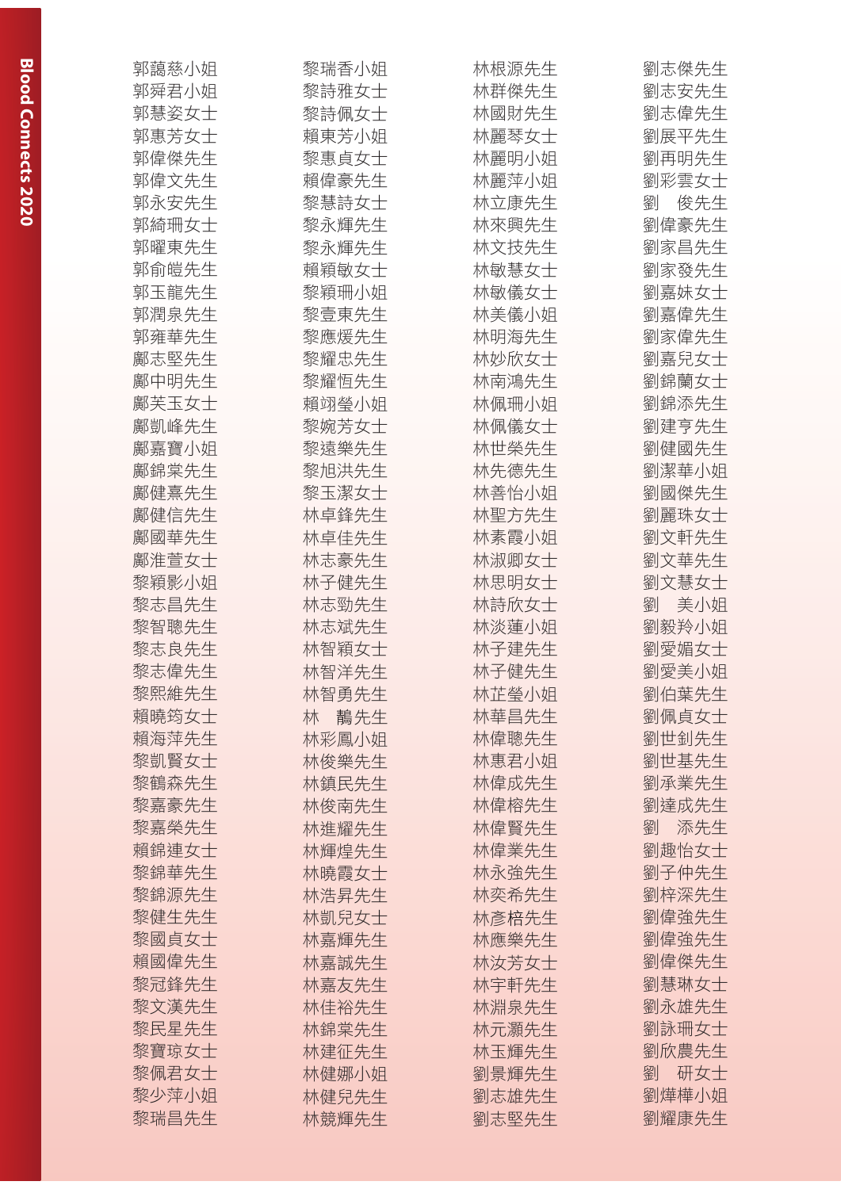郭藹慈小姐
郭舜君小姐
郭慧姿女士
郭惠芳女士
郭偉傑先生
郭偉文先生
郭永安先生
郭綺珊女士
郭曜東先生
郭俞愷先生
郭玉龍先生
郭潤泉先生
郭雍華先生
鄺志堅先生
鄺中明先生
鄺芙玉女士
鄺凱峰先生
鄺嘉寶小姐
鄺錦棠先生
鄺健熹先生
鄺健信先生
鄺國華先生
鄺淮萱女士
黎穎影小姐
黎志昌先生
黎智聰先生
黎志良先生
黎志偉先生
黎熙維先生
賴曉筠女士
賴海萍先生
黎凱賢女士
黎鶴森先生
黎嘉豪先生
黎嘉榮先生
賴錦連女士
黎錦華先生
黎錦源先生
黎健生先生
黎國貞女士
賴國偉先生
黎冠鋒先生
黎文漢先生
黎民星先生
黎寶琼女士
黎佩君女士
黎少萍小姐
黎瑞昌先生

黎瑞香小姐
黎詩雅女士
黎詩佩女士
賴東芳小姐
黎惠貞女士
賴偉豪先生
黎慧詩女士
黎永輝先生
黎永輝先生
賴穎敏女士
黎穎珊小姐
黎壹東先生
黎應煖先生
黎耀忠先生
黎耀恆先生
賴翊瑩小姐
黎婉芳女士
黎遠樂先生
黎旭洪先生
黎玉潔女士
林卓鋒先生
林卓佳先生
林志豪先生
林子健先生
林志勁先生
林志斌先生
林智穎女士
林智洋先生
林智勇先生
林　鵠先生
林彩鳳小姐
林俊樂先生
林鎮民先生
林俊南先生
林進耀先生
林輝煌先生
林曉霞女士
林浩昇先生
林凱兒女士
林嘉輝先生
林嘉誠先生
林嘉友先生
林佳裕先生
林錦棠先生
林建征先生
林健娜小姐
林健兒先生
林競輝先生

林根源先生
林群傑先生
林國財先生
林麗琴女士
林麗明小姐
林麗萍小姐
林立康先生
林來興先生
林文技先生
林敏慧女士
林敏儀女士
林美儀小姐
林明海先生
林妙欣女士
林南鴻先生
林佩珊小姐
林佩儀女士
林世榮先生
林先德先生
林善怡小姐
林聖方先生
林素霞小姐
林淑卿女士
林思明女士
林詩欣女士
林淡蓮小姐
林子建先生
林子健先生
林芷瑩小姐
林華昌先生
林偉聰先生
林惠君小姐
林偉成先生
林偉榕先生
林偉賢先生
林偉業先生
林永強先生
林奕希先生
林彥梧先生
林應樂先生
林汝芳女士
林宇軒先生
林淵泉先生
林元灝先生
林玉輝先生
劉景輝先生
劉志雄先生
劉志堅先生

劉志傑先生
劉志安先生
劉志偉先生
劉展平先生
劉再明先生
劉彩雲女士
劉　俊先生
劉偉豪先生
劉家昌先生
劉家發先生
劉嘉姝女士
劉嘉偉先生
劉家偉先生
劉嘉兒女士
劉錦蘭女士
劉錦添先生
劉建亨先生
劉健國先生
劉潔華小姐
劉國傑先生
劉麗珠女士
劉文軒先生
劉文華先生
劉文慧女士
劉　美小姐
劉毅羚小姐
劉愛媚女士
劉愛美小姐
劉伯葉先生
劉佩貞女士
劉世釗先生
劉世基先生
劉承業先生
劉達成先生
劉　添先生
劉趣怡女士
劉子仲先生
劉梓深先生
劉偉強先生
劉偉強先生
劉偉傑先生
劉慧琳女士
劉永雄先生
劉詠珊女士
劉欣農先生
劉　研女士
劉燁樺小姐
劉耀康先生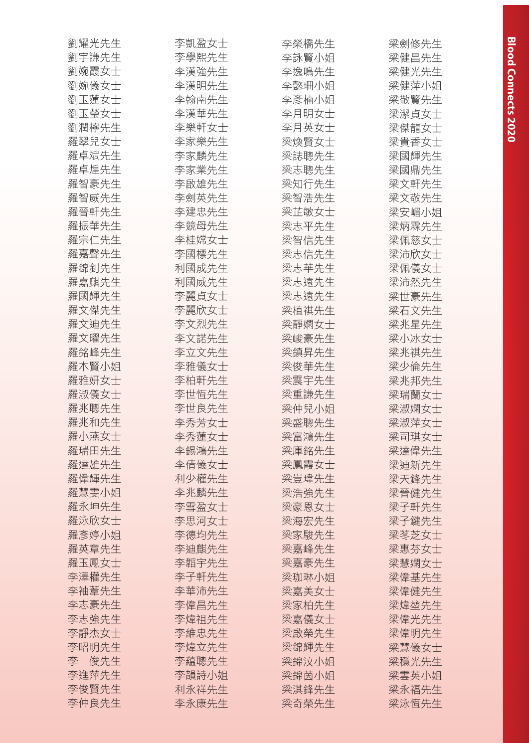劉耀光先生
劉宇謙先生
劉婉霞女士
劉婉儀女士
劉玉蓮女士
劉玉瑩女士
劉潤檸先生
羅翠兒女士
羅卓斌先生
羅卓煌先生
羅智豪先生
羅智威先生
羅晉軒先生
羅振華先生
羅宗仁先生
羅嘉聲先生
羅錦釗先生
羅嘉麒先生
羅國輝先生
羅文傑先生
羅文迪先生
羅文曜先生
羅銘峰先生
羅木賢小姐
羅雅妍女士
羅淑儀女士
羅兆聰先生
羅兆和先生
羅小燕女士
羅瑞田先生
羅達雄先生
羅偉輝先生
羅慧雯小姐
羅永坤先生
羅泳欣女士
羅彥婷小姐
羅英章先生
羅玉鳳女士
李澤權先生
李袖葦先生
李志豪先生
李志強先生
李靜杰女士
李昭明先生
李　俊先生
李進萍先生
李俊賢先生
李仲良先生

李凱盈女士
李學熙先生
李漢強先生
李漢明先生
李翰南先生
李漢華先生
李樂軒女士
李家樂先生
李家麟先生
李家業先生
李啟雄先生
李劍英先生
李建忠先生
李競母先生
李桂嫦女士
李國標先生
利國成先生
利國威先生
李麗貞女士
李麗欣女士
李文烈先生
李文諾先生
李立文先生
李雅儀女士
李柏軒先生
李世恒先生
李世良先生
李秀芳女士
李秀蓮女士
李錫鴻先生
李倩儀女士
利少權先生
李兆麟先生
李雪盈女士
李思河女士
李德均先生
李廸麒先生
李韜宇先生
李子軒先生
李華沛先生
李偉昌先生
李煒祖先生
李維忠先生
李煒立先生
李蘊聰先生
李韻詩小姐
利永祥先生
李永康先生

李榮橋先生
李詠賢小姐
李逸鳴先生
李懿珊小姐
李彥楠小姐
李月明女士
李月英女士
梁煥賢女士
梁誌聰先生
梁志聰先生
梁知行先生
梁智浩先生
梁芷敏女士
梁志平先生
梁智信先生
梁志信先生
梁志華先生
梁志遠先生
梁志遠先生
梁植祺先生
梁靜嫻女士
梁峻豪先生
梁鎮昇先生
梁俊華先生
梁震宇先生
梁重謙先生
梁仲兒小姐
梁盛聰先生
梁富鴻先生
梁庫銘先生
梁鳳霞女士
梁豈瑋先生
梁浩強先生
梁豪恩女士
梁海宏先生
梁家駿先生
梁嘉峰先生
梁嘉豪先生
梁珈琳小姐
梁嘉美女士
梁家柏先生
梁嘉儀女士
梁啟榮先生
梁錦輝先生
梁錦汶小姐
梁錦茵小姐
梁淇鋒先生
梁奇榮先生

梁劍修先生
梁健昌先生
梁健光先生
梁健萍小姐
梁敬賢先生
梁潔貞女士
梁傑龍女士
梁貴香女士
梁國輝先生
梁國鼎先生
梁文軒先生
梁文敬先生
梁安嵋小姐
梁炳霖先生
梁佩慈女士
梁沛欣女士
梁佩儀女士
梁沛然先生
梁世豪先生
梁石文先生
梁兆星先生
梁小冰女士
梁兆祺先生
梁少倫先生
梁兆邦先生
梁瑞蘭女士
梁淑嫻女士
梁淑萍女士
梁司琪女士
梁達偉先生
梁廸新先生
梁天鋒先生
梁晉健先生
梁子軒先生
梁子鍵先生
梁苳芝女士
梁惠芬女士
梁慧嫻女士
梁偉基先生
梁偉健先生
梁煒堃先生
梁偉光先生
梁偉明先生
梁慧儀女士
梁穩光先生
梁雲英小姐
梁永福先生
梁泳恒先生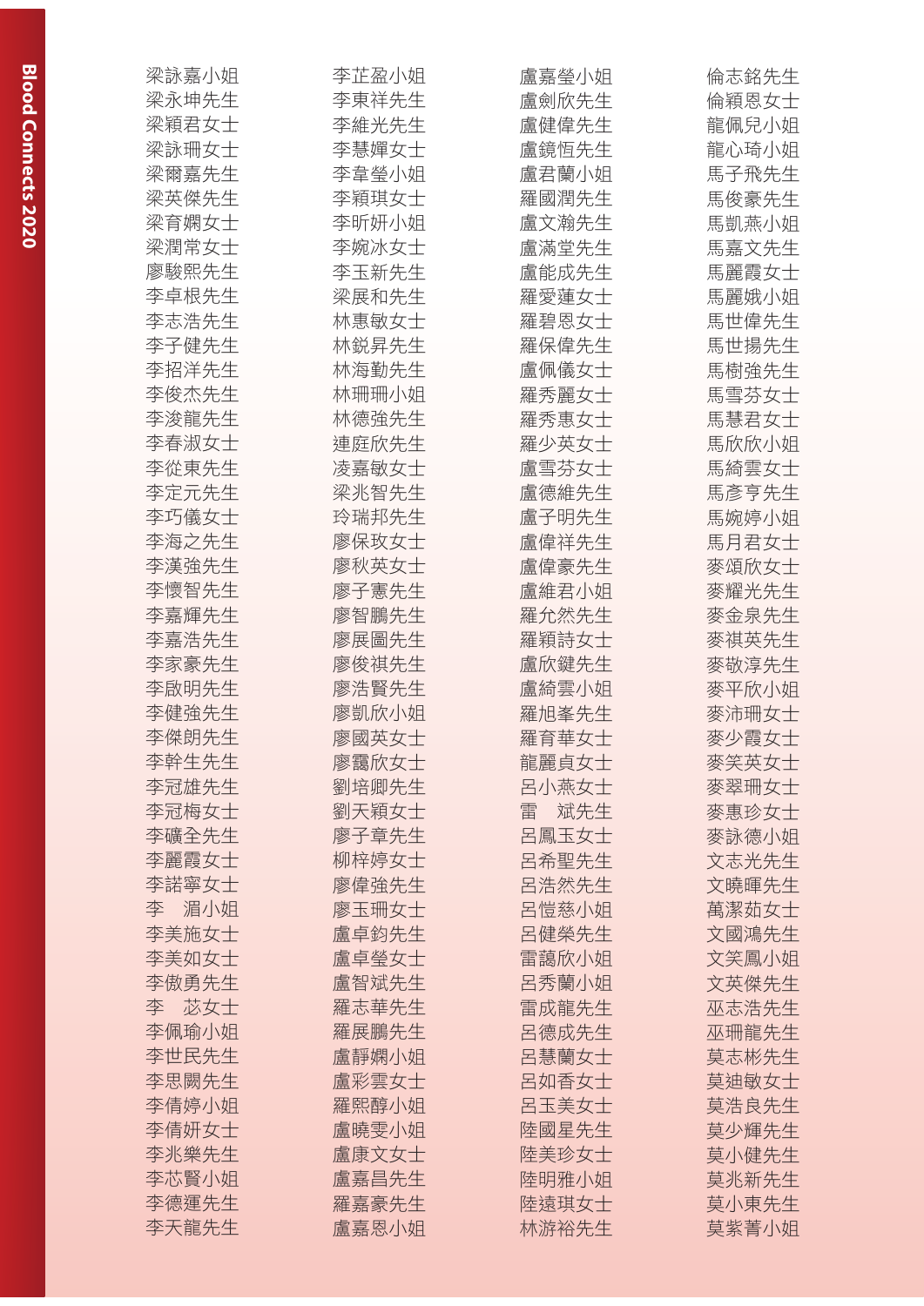梁詠嘉小姐
梁永坤先生
梁穎君女士
梁詠珊女士
梁爾嘉先生
梁英傑先生
梁育嫺女士
梁潤常女士
廖駿熙先生
李卓根先生
李志浩先生
李子健先生
李招洋先生
李俊杰先生
李浚龍先生
李春淑女士
李從東先生
李定元先生
李巧儀女士
李海之先生
李漢強先生
李懷智先生
李嘉輝先生
李嘉浩先生
李家豪先生
李啟明先生
李健強先生
李傑朗先生
李幹生先生
李冠雄先生
李冠梅女士
李礦全先生
李麗霞女士
李諾寧女士
李　湄小姐
李美施女士
李美如女士
李傲勇先生
李　苾女士
李佩瑜小姐
李世民先生
李思闕先生
李倩婷小姐
李倩妍女士
李兆樂先生
李芯賢小姐
李德運先生
李天龍先生

李芷盈小姐
李東祥先生
李維光先生
李慧嬋女士
李韋瑩小姐
李穎琪女士
李昕妍小姐
李婉冰女士
李玉新先生
梁展和先生
林惠敏女士
林銳昇先生
林海勤先生
林珊珊小姐
林德強先生
連庭欣先生
凌嘉敏女士
梁兆智先生
玲瑞邦先生
廖保玫女士
廖秋英女士
廖子憲先生
廖智鵬先生
廖展圖先生
廖俊祺先生
廖浩賢先生
廖凱欣小姐
廖國英女士
廖靄欣女士
劉培卿先生
劉天穎女士
廖子章先生
柳梓婷女士
廖偉強先生
廖玉珊女士
盧卓鈞先生
盧卓瑩女士
盧智斌先生
羅志華先生
羅展鵬先生
盧靜嫻小姐
盧彩雲女士
羅熙醇小姐
盧曉雯小姐
盧康文女士
盧嘉昌先生
羅嘉豪先生
盧嘉恩小姐

盧嘉瑩小姐
盧劍欣先生
盧健偉先生
盧鏡恒先生
盧君蘭小姐
羅國潤先生
盧文瀚先生
盧滿堂先生
盧能成先生
羅愛蓮女士
羅碧恩女士
羅保偉先生
盧佩儀女士
羅秀麗女士
羅秀惠女士
羅少英女士
盧雪芬女士
盧德維先生
盧子明先生
盧偉祥先生
盧偉豪先生
盧維君小姐
羅允然先生
羅穎詩女士
盧欣鍵先生
盧綺雲小姐
羅旭峯先生
羅育華女士
龍麗貞女士
呂小燕女士
雷　斌先生
呂鳳玉女士
呂希聖先生
呂浩然先生
呂愷慈小姐
呂健榮先生
雷藹欣小姐
呂秀蘭小姐
雷成龍先生
呂德成先生
呂慧蘭女士
呂如香女士
呂玉美女士
陸國星先生
陸美珍女士
陸明雅小姐
陸遠琪女士
林游裕先生

倫志銘先生
倫穎恩女士
龍佩兒小姐
龍心琦小姐
馬子飛先生
馬俊豪先生
馬凱燕小姐
馬嘉文先生
馬麗霞女士
馬麗娥小姐
馬世偉先生
馬世揚先生
馬樹強先生
馬雪芬女士
馬慧君女士
馬欣欣小姐
馬綺雲女士
馬彥亨先生
馬婉婷小姐
馬月君女士
麥頌欣女士
麥耀光先生
麥金泉先生
麥祺英先生
麥敬淳先生
麥平欣小姐
麥沛珊女士
麥少霞女士
麥笑英女士
麥翠珊女士
麥惠珍女士
麥詠德小姐
文志光先生
文曉暉先生
萬潔茹女士
文國鴻先生
文笑鳳小姐
文英傑先生
巫志浩先生
巫珊龍先生
莫志彬先生
莫迪敏女士
莫浩良先生
莫少輝先生
莫小健先生
莫兆新先生
莫小東先生
莫紫菁小姐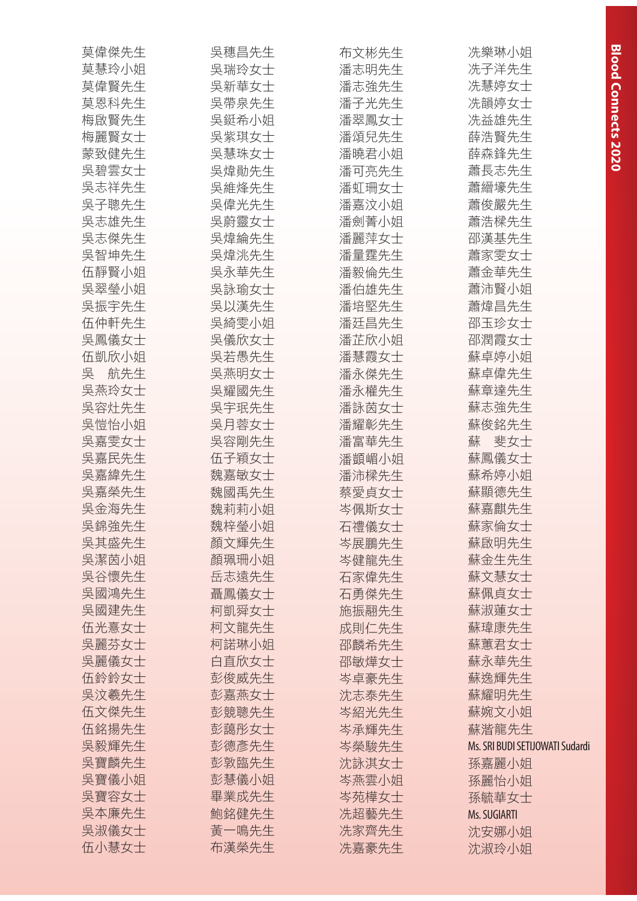莫偉傑先生
莫慧玲小姐
莫偉賢先生
莫恩科先生
梅啟賢先生
梅麗賢女士
蒙致健先生
吳碧雲女士
吳志祥先生
吳子聰先生
吳志雄先生
吳志傑先生
吳智坤先生
伍靜賢小姐
吳翠瑩小姐
吳振宇先生
伍仲軒先生
吳鳳儀女士
伍凱欣小姐
吳　航先生
吳燕玲女士
吳容灶先生
吳愷怡小姐
吳嘉雯女士
吳嘉民先生
吳嘉緯先生
吳嘉榮先生
吳金海先生
吳錦強先生
吳其盛先生
吳潔茵小姐
吳谷懷先生
吳國鴻先生
吳國建先生
伍光憙女士
吳麗芬女士
吳麗儀女士
伍鈴鈴女士
吳汶羲先生
伍文傑先生
伍銘揚先生
吳毅輝先生
吳寶麟先生
吳寶儀小姐
吳寶容女士
吳本廉先生
吳淑儀女士
伍小慧女士

吳穗昌先生
吳瑞玲女士
吳新華女士
吳帶泉先生
吳鋌希小姐
吳紫琪女士
吳慧珠女士
吳煒勛先生
吳維烽先生
吳偉光先生
吳蔚靈女士
吳煒綸先生
吳煒洮先生
吳永華先生
吳詠瑜女士
吳以漢先生
吳綺雯小姐
吳儀欣女士
吳若愚先生
吳燕明女士
吳耀國先生
吳宇珉先生
吳月蓉女士
吳容剛先生
伍子穎女士
魏嘉敏女士
魏國禹先生
魏莉莉小姐
魏梓瑩小姐
顏文輝先生
顏珮珊小姐
岳志遠先生
聶鳳儀女士
柯凱舜女士
柯文龍先生
柯諾琳小姐
白直欣女士
彭俊威先生
彭嘉燕女士
彭競聰先生
彭藹彤女士
彭德彥先生
彭敦臨先生
彭慧儀小姐
畢業成先生
鮑銘健先生
黃一鳴先生
布漢榮先生

布文彬先生
潘志明先生
潘志強先生
潘子光先生
潘翠鳳女士
潘頌兒先生
潘曉君小姐
潘可亮先生
潘虹珊女士
潘嘉汶小姐
潘劍菁小姐
潘麗萍女士
潘量霆先生
潘毅倫先生
潘伯雄先生
潘培堅先生
潘廷昌先生
潘芷欣小姐
潘慧霞女士
潘永傑先生
潘永權先生
潘詠茵女士
潘耀彰先生
潘富華先生
潘顗嵋小姐
潘沛樑先生
蔡愛貞女士
岑佩斯女士
石禮儀女士
岑展鵬先生
岑健龍先生
石家偉先生
石勇傑先生
施振翮先生
成則仁先生
邵麟希先生
邵敏燁女士
岑卓豪先生
沈志泰先生
岑紹光先生
岑承輝先生
岑榮駿先生
沈詠淇女士
岑燕雲小姐
岑苑樺女士
冼超藝先生
冼家齊先生
冼嘉豪先生

冼樂琳小姐
冼子洋先生
冼慧婷女士
冼韻婷女士
冼益雄先生
薛浩賢先生
薛森鋒先生
蕭長志先生
蕭縉壕先生
蕭俊嚴先生
蕭浩樑先生
邵漢基先生
蕭家雯女士
蕭金華先生
蕭沛賢小姐
蕭煒昌先生
邵玉珍女士
邵潤霞女士
蘇卓婷小姐
蘇卓偉先生
蘇章達先生
蘇志強先生
蘇俊銘先生
蘇　斐女士
蘇鳳儀女士
蘇希婷小姐
蘇顯德先生
蘇嘉麒先生
蘇家倫女士
蘇啟明先生
蘇金生先生
蘇文慧女士
蘇佩貞女士
蘇淑蓮女士
蘇瑋康先生
蘇蕙君女士
蘇永華先生
蘇逸輝先生
蘇耀明先生
蘇婉文小姐
蘇湝龍先生
Ms. SRI BUDI SETIJOWATI Sudardi
孫嘉麗小姐
孫麗怡小姐
孫毓華女士
Ms. SUGIARTI
沈安娜小姐
沈淑玲小姐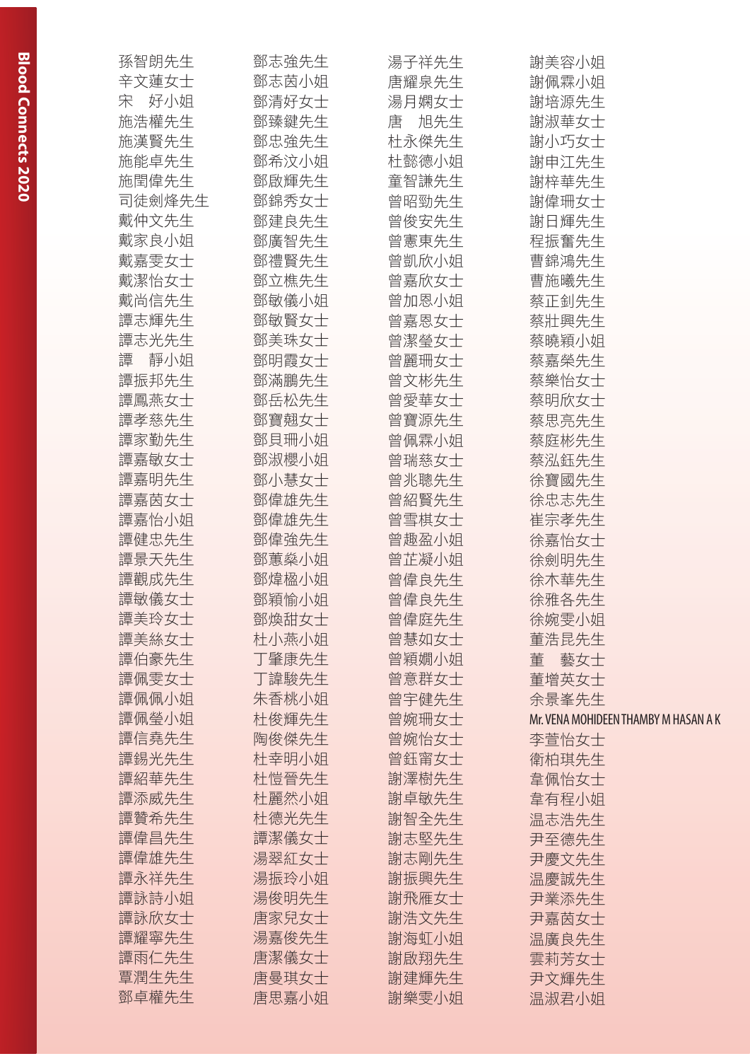孫智朗先生
辛文蓮女士
宋　好小姐
施浩權先生
施漢賢先生
施能卓先生
施閏偉先生
司徒劍烽先生
戴仲文先生
戴家良小姐
戴嘉雯女士
戴潔怡女士
戴尚信先生
譚志輝先生
譚志光先生
譚　靜小姐
譚振邦先生
譚鳳燕女士
譚孝慈先生
譚家勤先生
譚嘉敏女士
譚嘉明先生
譚嘉茵女士
譚嘉怡小姐
譚健忠先生
譚景天先生
譚觀成先生
譚敏儀女士
譚美玲女士
譚美絲女士
譚伯豪先生
譚佩雯女士
譚佩佩小姐
譚佩瑩小姐
譚信堯先生
譚錫光先生
譚紹華先生
譚添威先生
譚贊希先生
譚偉昌先生
譚偉雄先生
譚永祥先生
譚詠詩小姐
譚詠欣女士
譚耀寧先生
譚雨仁先生
覃潤生先生
鄧卓權先生

鄧志強先生
鄧志茵小姐
鄧清好女士
鄧臻鍵先生
鄧忠強先生
鄧希汶小姐
鄧啟輝先生
鄧錦秀女士
鄧建良先生
鄧廣智先生
鄧禮賢先生
鄧立樵先生
鄧敏儀小姐
鄧敏賢女士
鄧美珠女士
鄧明霞女士
鄧滿鵬先生
鄧岳松先生
鄧寶翹女士
鄧貝珊小姐
鄧淑櫻小姐
鄧小慧女士
鄧偉雄先生
鄧偉雄先生
鄧偉強先生
鄧蕙燊小姐
鄧焯楹小姐
鄧穎愉小姐
鄧煥甜女士
杜小燕小姐
丁肇康先生
丁諱駿先生
朱香桃小姐
杜俊輝先生
陶俊傑先生
杜幸明小姐
杜愷晉先生
杜麗然小姐
杜德光先生
譚潔儀女士
湯翠紅女士
湯振玲小姐
湯俊明先生
唐家兒女士
湯嘉俊先生
唐潔儀女士
唐曼琪女士
唐思嘉小姐

湯子祥先生
唐耀泉先生
湯月嫻女士
唐　旭先生
杜永傑先生
杜懿德小姐
童智謙先生
曾昭勁先生
曾俊安先生
曾憲東先生
曾凱欣小姐
曾嘉欣女士
曾加恩小姐
曾嘉恩女士
曾潔瑩女士
曾麗珊女士
曾文彬先生
曾愛華女士
曾寶源先生
曾佩霖小姐
曾瑞慈女士
曾兆聰先生
曾紹賢先生
曾雪棋女士
曾趣盈小姐
曾芷凝小姐
曾偉良先生
曾偉良先生
曾偉庭先生
曾慧如女士
曾穎嫺小姐
曾意群女士
曾宇健先生
曾婉珊女士
曾婉怡女士
曾鈺甯女士
謝澤樹先生
謝卓敏先生
謝智全先生
謝志堅先生
謝志剛先生
謝振興先生
謝飛雁女士
謝浩文先生
謝海虹小姐
謝啟翔先生
謝建輝先生
謝樂雯小姐

謝美容小姐
謝佩霖小姐
謝培源先生
謝淑華女士
謝小巧女士
謝申江先生
謝梓華先生
謝偉珊女士
謝日輝先生
程振奮先生
曹錦鴻先生
曹施曦先生
蔡正釗先生
蔡壯興先生
蔡曉穎小姐
蔡嘉燊先生
蔡樂怡女士
蔡明欣女士
蔡思亮先生
蔡庭彬先生
蔡泓鈺先生
徐寶國先生
徐忠志先生
崔宗孝先生
徐嘉怡女士
徐劍明先生
徐木華先生
徐雅各先生
徐婉雯小姐
董浩昆先生
董　藝女士
董增英女士
余景峯先生
Mr. VENA MOHIDEEN THAMBY M HASAN A K
李萱怡女士
衛柏琪先生
韋佩怡女士
韋有程小姐
温志浩先生
尹至德先生
尹慶文先生
温慶誠先生
尹業添先生
尹嘉茵女士
温廣良先生
雲莉芳女士
尹文輝先生
温淑君小姐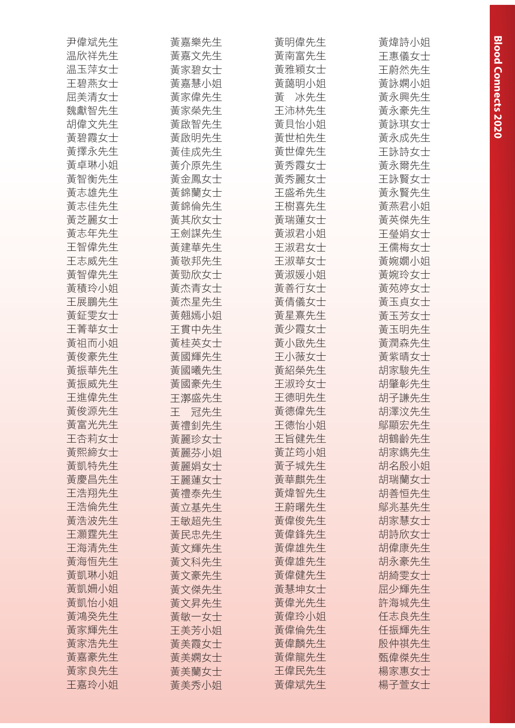尹偉斌先生
温欣祥先生
温玉萍女士
王碧燕女士
屈美清女士
魏獻智先生
胡偉文先生
黃碧霞女士
黃擇永先生
黃卓琳小姐
黃智衡先生
黃志雄先生
黃志佳先生
黃芝麗女士
黃志年先生
王智偉先生
王志威先生
黃智偉先生
黃積玲小姐
王展鵬先生
黃鉦雯女士
王菁華女士
黃祖而小姐
黃俊豪先生
黃振華先生
黃振威先生
王進偉先生
黃俊源先生
黃富光先生
王杏莉女士
黃熙締女士
黃凱特先生
黃慶昌先生
王浩翔先生
王浩倫先生
黃浩波先生
王灝霆先生
王海清先生
黃海恒先生
黃凱琳小姐
黃凱姍小姐
黃凱怡小姐
黃鴻癸先生
黃家輝先生
黃家浩先生
黃嘉豪先生
黃家良先生
王嘉玲小姐

黃嘉樂先生
黃嘉文先生
黃家碧女士
黃嘉慧小姐
黃家偉先生
黃家榮先生
黃啟智先生
黃啟明先生
黃佳成先生
黃介原先生
黃金鳳女士
黃錦蘭女士
黃錦倫先生
黃其欣女士
王劍謀先生
黃建華先生
黃敬邦先生
黃勁欣女士
黃杰青女士
黃杰星先生
黃翹嫣小姐
王貫中先生
黃桂英女士
黃國輝先生
黃國曦先生
黃國豪先生
王潮盛先生
王　冠先生
黃禮釗先生
黃麗珍女士
黃麗芬小姐
黃麗娟女士
王麗蓮女士
黃禮泰先生
黃立基先生
王敏超先生
黃民忠先生
黃文輝先生
黃文科先生
黃文豪先生
黃文傑先生
黃文昇先生
黃敏一女士
王美芳小姐
黃美霞女士
黃美嫻女士
黃美蘭女士
黃美秀小姐

黃明偉先生
黃南富先生
黃雅穎女士
黃藹明小姐
黃　冰先生
王沛林先生
黃貝怡小姐
黃世柏先生
黃世偉先生
黃秀霞女士
黃秀麗女士
王盛希先生
王樹喜先生
黃瑞蓮女士
黃淑君小姐
王淑君女士
王淑華女士
黃淑媛小姐
黃善行女士
黃倩儀女士
黃星熹先生
黃少霞女士
黃小啟先生
王小薇女士
黃紹榮先生
王淑玲女士
王德明先生
黃德偉先生
王德怡小姐
王旨健先生
黃芷筠小姐
黃子城先生
黃華麒先生
黃煒智先生
王蔚曙先生
黃偉俊先生
黃偉鋒先生
黃偉雄先生
黃偉雄先生
黃偉健先生
黃慧坤女士
黃偉光先生
黃偉玲小姐
黃偉倫先生
黃偉麟先生
黃偉龍先生
王偉民先生
黃偉斌先生

黃煒詩小姐
王惠儀女士
王蔚然先生
黃詠嫻小姐
黃永興先生
黃永豪先生
黃詠琪女士
黃永成先生
王詠詩女士
黃永爾先生
王詠賢女士
黃永賢先生
黃燕君小姐
黃英傑先生
王瑩娟女士
王儒梅女士
黃婉嫺小姐
黃婉玲女士
黃苑婷女士
黃玉貞女士
黃玉芳女士
黃玉明先生
黃潤森先生
黃紫晴女士
胡家駿先生
胡肇彰先生
胡子謙先生
胡澤汶先生
鄔顯宏先生
胡鶴齡先生
胡家鑴先生
胡名殷小姐
胡瑞蘭女士
胡善恒先生
鄔兆基先生
胡家慧女士
胡詩欣女士
胡偉康先生
胡永豪先生
胡綺雯女士
屈少輝先生
許海城先生
任志良先生
任振輝先生
殷仲祺先生
甄偉傑先生
楊家惠女士
楊子萱女士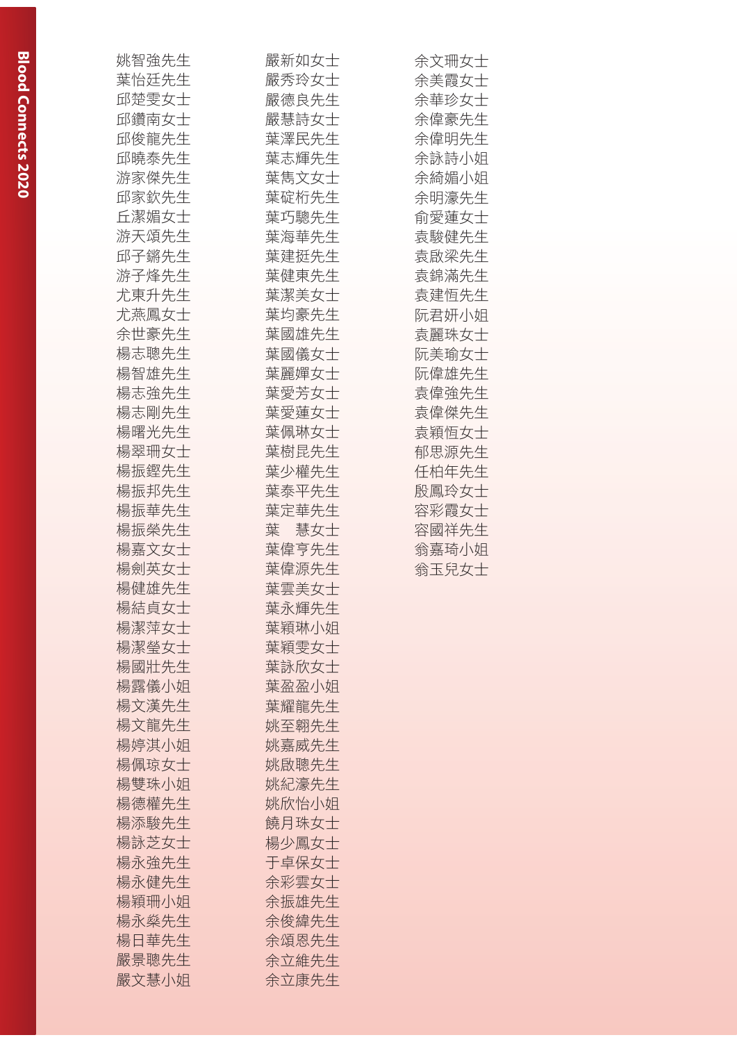姚智強先生
葉怡廷先生
邱楚雯女士
邱鑽南女士
邱俊龍先生
邱曉泰先生
游家傑先生
邱家欽先生
丘潔媚女士
游天頌先生
邱子鏘先生
游子烽先生
尤東升先生
尤燕鳳女士
余世豪先生
楊志聰先生
楊智雄先生
楊志強先生
楊志剛先生
楊曙光先生
楊翠珊女士
楊振鏗先生
楊振邦先生
楊振華先生
楊振榮先生
楊嘉文女士
楊劍英女士
楊健雄先生
楊結貞女士
楊潔萍女士
楊潔瑩女士
楊國壯先生
楊露儀小姐
楊文漢先生
楊文龍先生
楊婷淇小姐
楊佩琼女士
楊雙珠小姐
楊德權先生
楊添駿先生
楊詠芝女士
楊永強先生
楊永健先生
楊穎珊小姐
楊永燊先生
楊日華先生
嚴景聰先生
嚴文慧小姐
嚴新如女士
嚴秀玲女士
嚴德良先生
嚴慧詩女士
葉澤民先生
葉志輝先生
葉雋文女士
葉碇桁先生
葉巧驄先生
葉海華先生
葉建挺先生
葉健東先生
葉潔美女士
葉均豪先生
葉國雄先生
葉國儀女士
葉麗嬋女士
葉愛芳女士
葉愛蓮女士
葉佩琳女士
葉樹昆先生
葉少權先生
葉泰平先生
葉定華先生
葉　慧女士
葉偉亨先生
葉偉源先生
葉雲美女士
葉永輝先生
葉穎琳小姐
葉穎雯女士
葉詠欣女士
葉盈盈小姐
葉耀龍先生
姚至翱先生
姚嘉威先生
姚啟聰先生
姚紀濠先生
姚欣怡小姐
饒月珠女士
楊少鳳女士
于卓保女士
余彩雲女士
余振雄先生
余俊緯先生
余頌恩先生
余立維先生
余立康先生
余文珊女士
余美霞女士
余華珍女士
余偉豪先生
余偉明先生
余詠詩小姐
余綺媚小姐
余明濠先生
俞愛蓮女士
袁駿健先生
袁啟梁先生
袁錦滿先生
袁建恒先生
阮君妍小姐
袁麗珠女士
阮美瑜女士
阮偉雄先生
袁偉強先生
袁偉傑先生
袁穎恒女士
郁思源先生
任柏年先生
殷鳳玲女士
容彩霞女士
容國祥先生
翁嘉琦小姐
翁玉兒女士